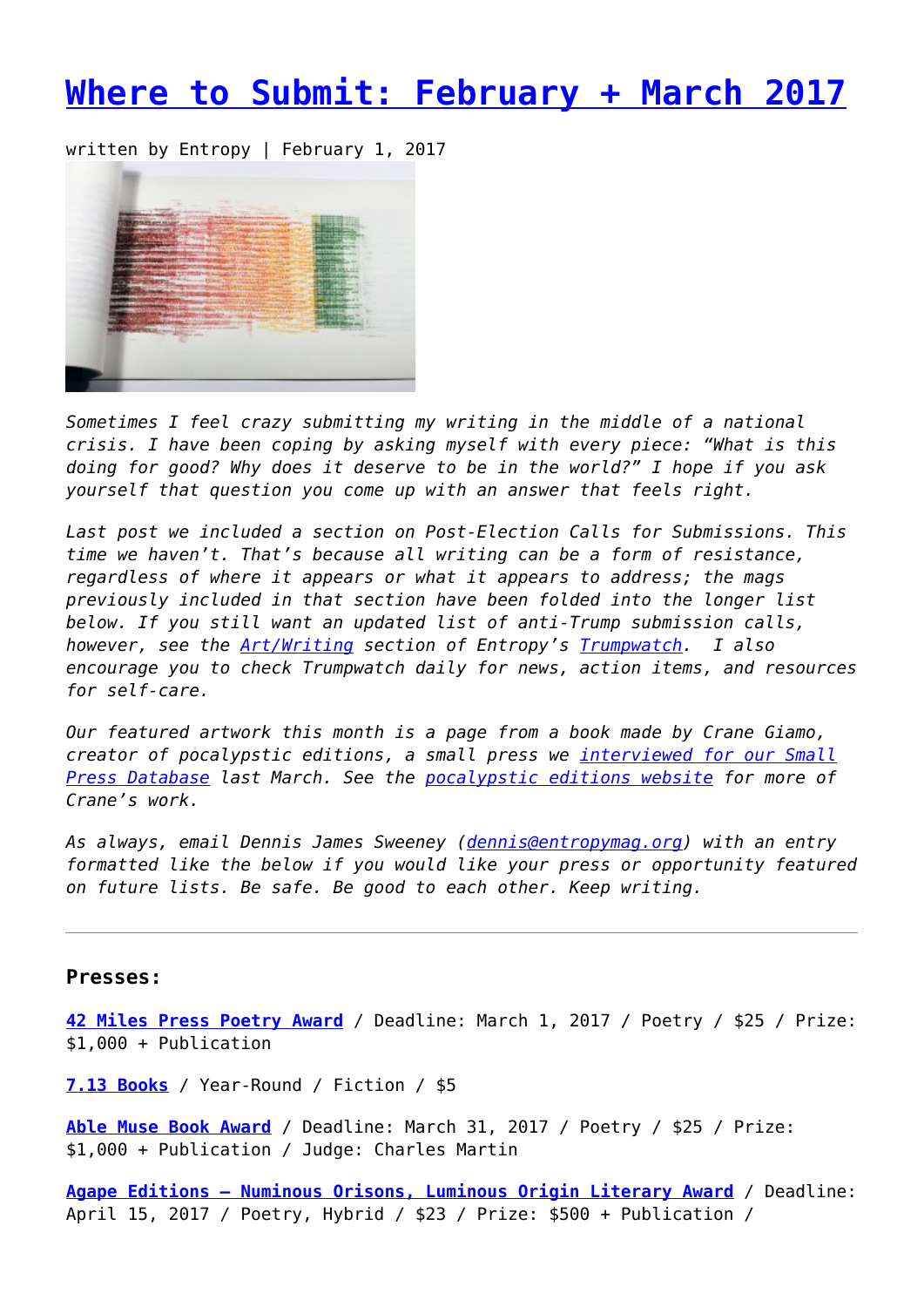# [Where to Submit: February + March 2017]

written by Entropy | February 1, 2017

*Sometimes I feel crazy submitting my writing in the middle of a national crisis. I have been coping by asking myself with every piece: "What is this doing for good? Why does it deserve to be in the world?" I hope if you ask yourself that question you come up with an answer that feels right.*

*Last post we included a section on Post-Election Calls for Submissions. This time we haven't. That's because all writing can be a form of resistance, regardless of where it appears or what it appears to address; the mags previously included in that section have been folded into the longer list below. If you still want an updated list of anti-Trump submission calls, however, see the Art/Writing section of Entropy's Trumpwatch. I also encourage you to check Trumpwatch daily for news, action items, and resources for self-care.*

*Our featured artwork this month is a page from a book made by Crane Giamo, creator of pocalypstic editions, a small press we interviewed for our Small Press Database last March. See the pocalypstic editions website for more of Crane's work.*

*As always, email Dennis James Sweeney (dennis@entropymag.org) with an entry formatted like the below if you would like your press or opportunity featured on future lists. Be safe. Be good to each other. Keep writing.*

---

**Presses:**

**42 Miles Press Poetry Award** / Deadline: March 1, 2017 / Poetry / $25 / Prize: $1,000 + Publication

**7.13 Books** / Year-Round / Fiction / $5

**Able Muse Book Award** / Deadline: March 31, 2017 / Poetry / $25 / Prize: $1,000 + Publication / Judge: Charles Martin

**Agape Editions – Numinous Orisons, Luminous Origin Literary Award** / Deadline: April 15, 2017 / Poetry, Hybrid / $23 / Prize: $500 + Publication /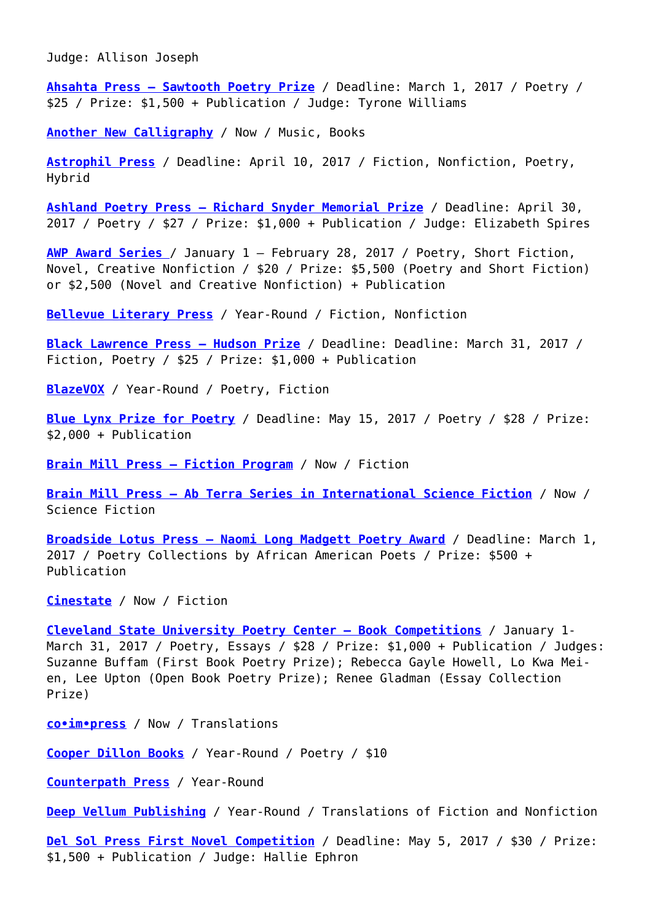Judge: Allison Joseph

**Ahsahta Press – Sawtooth Poetry Prize** / Deadline: March 1, 2017 / Poetry / $25 / Prize: $1,500 + Publication / Judge: Tyrone Williams

**Another New Calligraphy** / Now / Music, Books

**Astrophil Press** / Deadline: April 10, 2017 / Fiction, Nonfiction, Poetry, Hybrid

**Ashland Poetry Press – Richard Snyder Memorial Prize** / Deadline: April 30, 2017 / Poetry / $27 / Prize: $1,000 + Publication / Judge: Elizabeth Spires

**AWP Award Series** / January 1 – February 28, 2017 / Poetry, Short Fiction, Novel, Creative Nonfiction / $20 / Prize: $5,500 (Poetry and Short Fiction) or $2,500 (Novel and Creative Nonfiction) + Publication

**Bellevue Literary Press** / Year-Round / Fiction, Nonfiction

**Black Lawrence Press – Hudson Prize** / Deadline: Deadline: March 31, 2017 / Fiction, Poetry / $25 / Prize: $1,000 + Publication

**BlazeVOX** / Year-Round / Poetry, Fiction

**Blue Lynx Prize for Poetry** / Deadline: May 15, 2017 / Poetry / $28 / Prize: $2,000 + Publication

**Brain Mill Press – Fiction Program** / Now / Fiction

**Brain Mill Press – Ab Terra Series in International Science Fiction** / Now / Science Fiction

**Broadside Lotus Press – Naomi Long Madgett Poetry Award** / Deadline: March 1, 2017 / Poetry Collections by African American Poets / Prize: $500 + Publication

**Cinestate** / Now / Fiction

**Cleveland State University Poetry Center – Book Competitions** / January 1-March 31, 2017 / Poetry, Essays / $28 / Prize: $1,000 + Publication / Judges: Suzanne Buffam (First Book Poetry Prize); Rebecca Gayle Howell, Lo Kwa Mei-en, Lee Upton (Open Book Poetry Prize); Renee Gladman (Essay Collection Prize)

**co•im•press** / Now / Translations

**Cooper Dillon Books** / Year-Round / Poetry / $10

**Counterpath Press** / Year-Round

**Deep Vellum Publishing** / Year-Round / Translations of Fiction and Nonfiction

**Del Sol Press First Novel Competition** / Deadline: May 5, 2017 / $30 / Prize: $1,500 + Publication / Judge: Hallie Ephron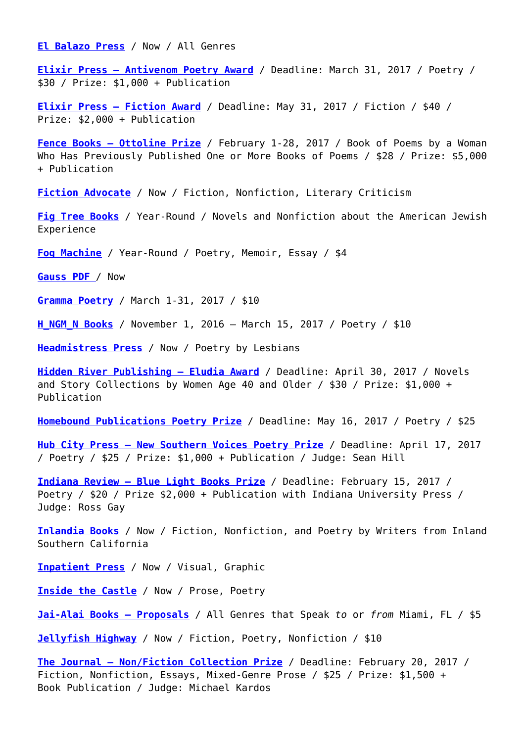**El Balazo Press** / Now / All Genres

**Elixir Press – Antivenom Poetry Award** / Deadline: March 31, 2017 / Poetry / $30 / Prize: $1,000 + Publication

**Elixir Press – Fiction Award** / Deadline: May 31, 2017 / Fiction / $40 / Prize: $2,000 + Publication

**Fence Books – Ottoline Prize** / February 1-28, 2017 / Book of Poems by a Woman Who Has Previously Published One or More Books of Poems / $28 / Prize: $5,000 + Publication

**Fiction Advocate** / Now / Fiction, Nonfiction, Literary Criticism

**Fig Tree Books** / Year-Round / Novels and Nonfiction about the American Jewish Experience

**Fog Machine** / Year-Round / Poetry, Memoir, Essay / $4

**Gauss PDF** / Now

**Gramma Poetry** / March 1-31, 2017 / $10

**H_NGM_N Books** / November 1, 2016 – March 15, 2017 / Poetry / $10

**Headmistress Press** / Now / Poetry by Lesbians

**Hidden River Publishing – Eludia Award** / Deadline: April 30, 2017 / Novels and Story Collections by Women Age 40 and Older / $30 / Prize: $1,000 + Publication

**Homebound Publications Poetry Prize** / Deadline: May 16, 2017 / Poetry / $25

**Hub City Press – New Southern Voices Poetry Prize** / Deadline: April 17, 2017 / Poetry / $25 / Prize: $1,000 + Publication / Judge: Sean Hill

**Indiana Review – Blue Light Books Prize** / Deadline: February 15, 2017 / Poetry / $20 / Prize $2,000 + Publication with Indiana University Press / Judge: Ross Gay

**Inlandia Books** / Now / Fiction, Nonfiction, and Poetry by Writers from Inland Southern California

**Inpatient Press** / Now / Visual, Graphic

**Inside the Castle** / Now / Prose, Poetry

**Jai-Alai Books – Proposals** / All Genres that Speak *to* or *from* Miami, FL / $5

**Jellyfish Highway** / Now / Fiction, Poetry, Nonfiction / $10

**The Journal – Non/Fiction Collection Prize** / Deadline: February 20, 2017 / Fiction, Nonfiction, Essays, Mixed-Genre Prose / $25 / Prize: $1,500 + Book Publication / Judge: Michael Kardos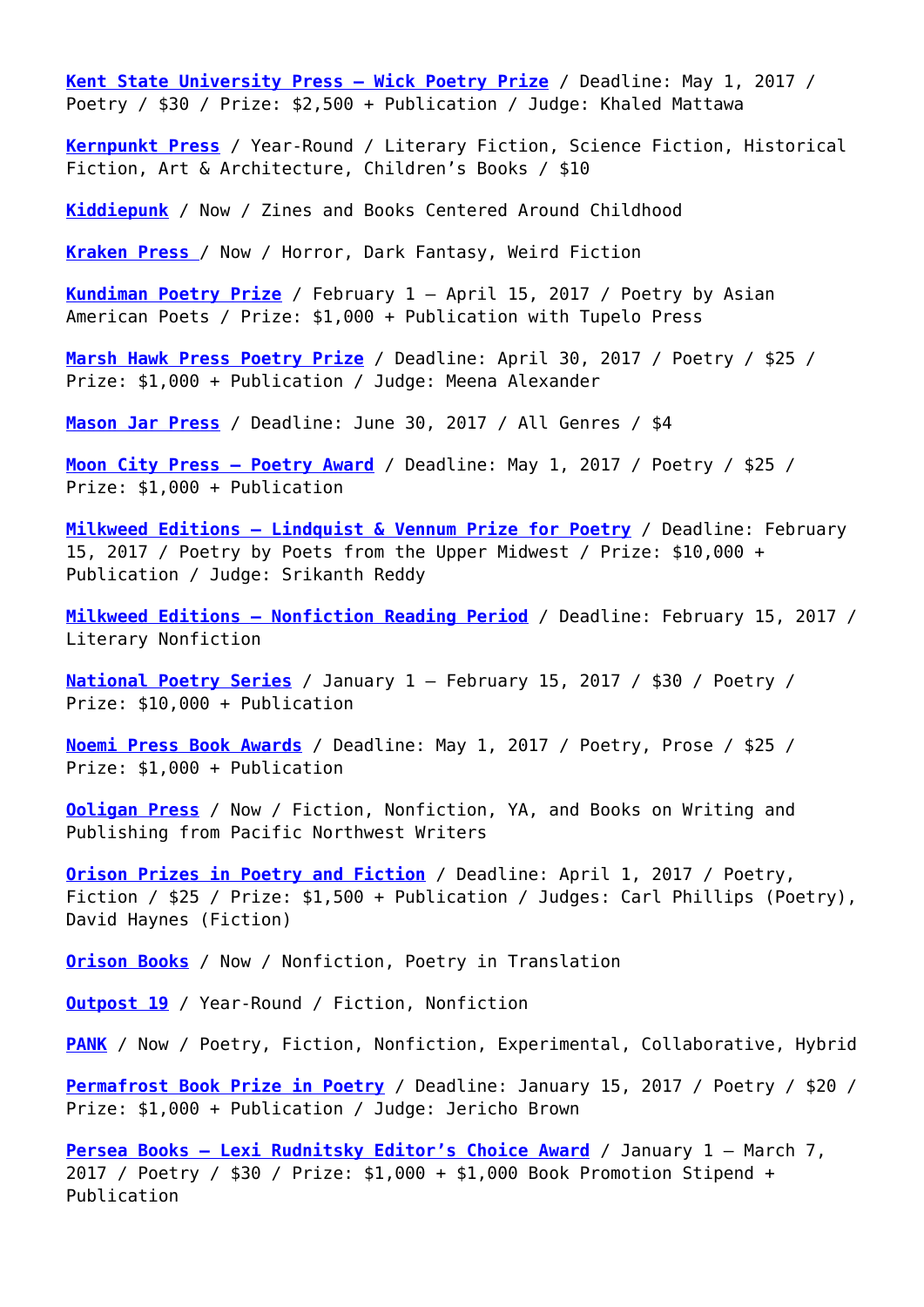**Kent State University Press – Wick Poetry Prize** / Deadline: May 1, 2017 / Poetry / $30 / Prize: $2,500 + Publication / Judge: Khaled Mattawa

**Kernpunkt Press** / Year-Round / Literary Fiction, Science Fiction, Historical Fiction, Art & Architecture, Children's Books / $10

**Kiddiepunk** / Now / Zines and Books Centered Around Childhood

**Kraken Press** / Now / Horror, Dark Fantasy, Weird Fiction

**Kundiman Poetry Prize** / February 1 – April 15, 2017 / Poetry by Asian American Poets / Prize: $1,000 + Publication with Tupelo Press

**Marsh Hawk Press Poetry Prize** / Deadline: April 30, 2017 / Poetry / $25 / Prize: $1,000 + Publication / Judge: Meena Alexander

**Mason Jar Press** / Deadline: June 30, 2017 / All Genres / $4

**Moon City Press – Poetry Award** / Deadline: May 1, 2017 / Poetry / $25 / Prize: $1,000 + Publication

**Milkweed Editions – Lindquist & Vennum Prize for Poetry** / Deadline: February 15, 2017 / Poetry by Poets from the Upper Midwest / Prize: $10,000 + Publication / Judge: Srikanth Reddy

**Milkweed Editions – Nonfiction Reading Period** / Deadline: February 15, 2017 / Literary Nonfiction

**National Poetry Series** / January 1 – February 15, 2017 / $30 / Poetry / Prize: $10,000 + Publication

**Noemi Press Book Awards** / Deadline: May 1, 2017 / Poetry, Prose / $25 / Prize: $1,000 + Publication

**Ooligan Press** / Now / Fiction, Nonfiction, YA, and Books on Writing and Publishing from Pacific Northwest Writers

**Orison Prizes in Poetry and Fiction** / Deadline: April 1, 2017 / Poetry, Fiction / $25 / Prize: $1,500 + Publication / Judges: Carl Phillips (Poetry), David Haynes (Fiction)

**Orison Books** / Now / Nonfiction, Poetry in Translation

**Outpost 19** / Year-Round / Fiction, Nonfiction

**PANK** / Now / Poetry, Fiction, Nonfiction, Experimental, Collaborative, Hybrid

**Permafrost Book Prize in Poetry** / Deadline: January 15, 2017 / Poetry / $20 / Prize: $1,000 + Publication / Judge: Jericho Brown

**Persea Books – Lexi Rudnitsky Editor's Choice Award** / January 1 – March 7, 2017 / Poetry / $30 / Prize: $1,000 + $1,000 Book Promotion Stipend + Publication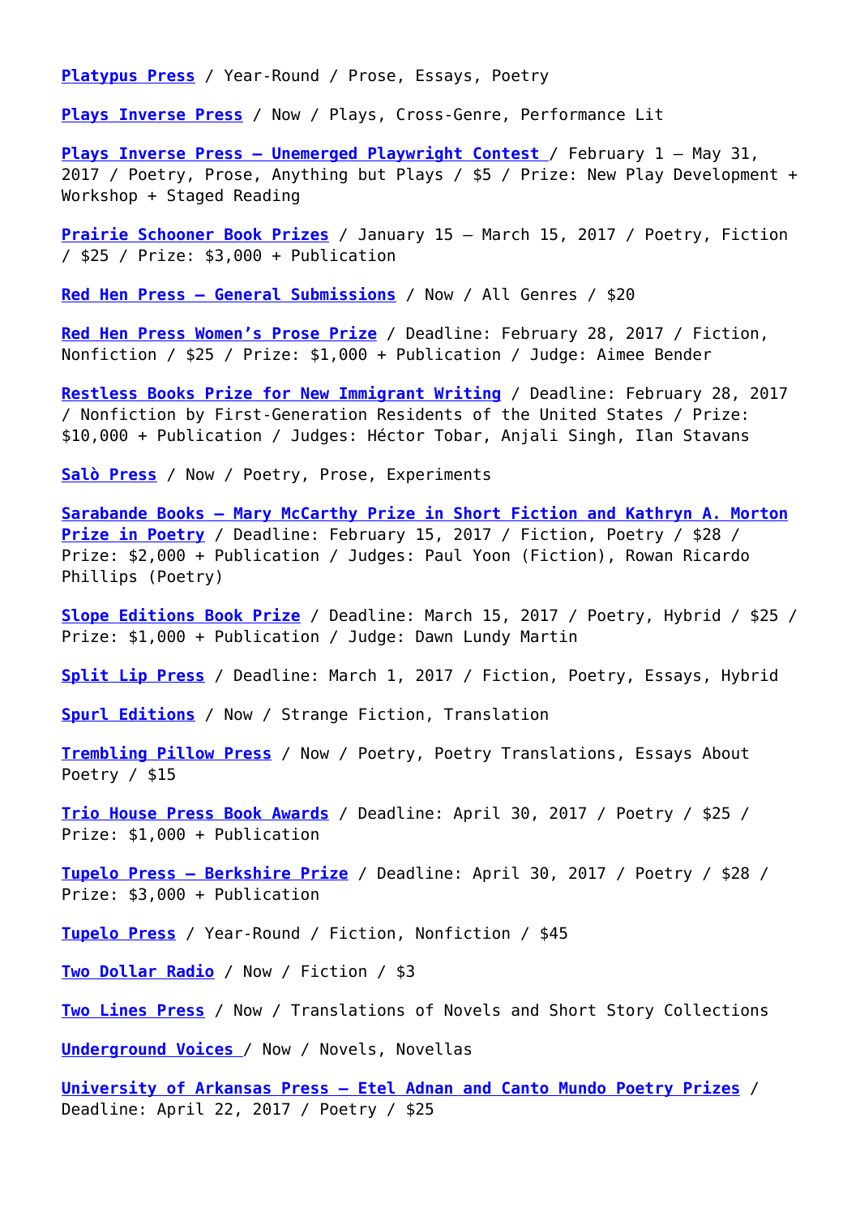**Platypus Press** / Year-Round / Prose, Essays, Poetry

**Plays Inverse Press** / Now / Plays, Cross-Genre, Performance Lit

**Plays Inverse Press – Unemerged Playwright Contest** / February 1 – May 31, 2017 / Poetry, Prose, Anything but Plays / $5 / Prize: New Play Development + Workshop + Staged Reading

**Prairie Schooner Book Prizes** / January 15 – March 15, 2017 / Poetry, Fiction / $25 / Prize: $3,000 + Publication

**Red Hen Press – General Submissions** / Now / All Genres / $20

**Red Hen Press Women's Prose Prize** / Deadline: February 28, 2017 / Fiction, Nonfiction / $25 / Prize: $1,000 + Publication / Judge: Aimee Bender

**Restless Books Prize for New Immigrant Writing** / Deadline: February 28, 2017 / Nonfiction by First-Generation Residents of the United States / Prize: $10,000 + Publication / Judges: Héctor Tobar, Anjali Singh, Ilan Stavans

**Salò Press** / Now / Poetry, Prose, Experiments

**Sarabande Books – Mary McCarthy Prize in Short Fiction and Kathryn A. Morton Prize in Poetry** / Deadline: February 15, 2017 / Fiction, Poetry / $28 / Prize: $2,000 + Publication / Judges: Paul Yoon (Fiction), Rowan Ricardo Phillips (Poetry)

**Slope Editions Book Prize** / Deadline: March 15, 2017 / Poetry, Hybrid / $25 / Prize: $1,000 + Publication / Judge: Dawn Lundy Martin

**Split Lip Press** / Deadline: March 1, 2017 / Fiction, Poetry, Essays, Hybrid

**Spurl Editions** / Now / Strange Fiction, Translation

**Trembling Pillow Press** / Now / Poetry, Poetry Translations, Essays About Poetry / $15

**Trio House Press Book Awards** / Deadline: April 30, 2017 / Poetry / $25 / Prize: $1,000 + Publication

**Tupelo Press – Berkshire Prize** / Deadline: April 30, 2017 / Poetry / $28 / Prize: $3,000 + Publication

**Tupelo Press** / Year-Round / Fiction, Nonfiction / $45

**Two Dollar Radio** / Now / Fiction / $3

**Two Lines Press** / Now / Translations of Novels and Short Story Collections

**Underground Voices** / Now / Novels, Novellas

**University of Arkansas Press – Etel Adnan and Canto Mundo Poetry Prizes** / Deadline: April 22, 2017 / Poetry / $25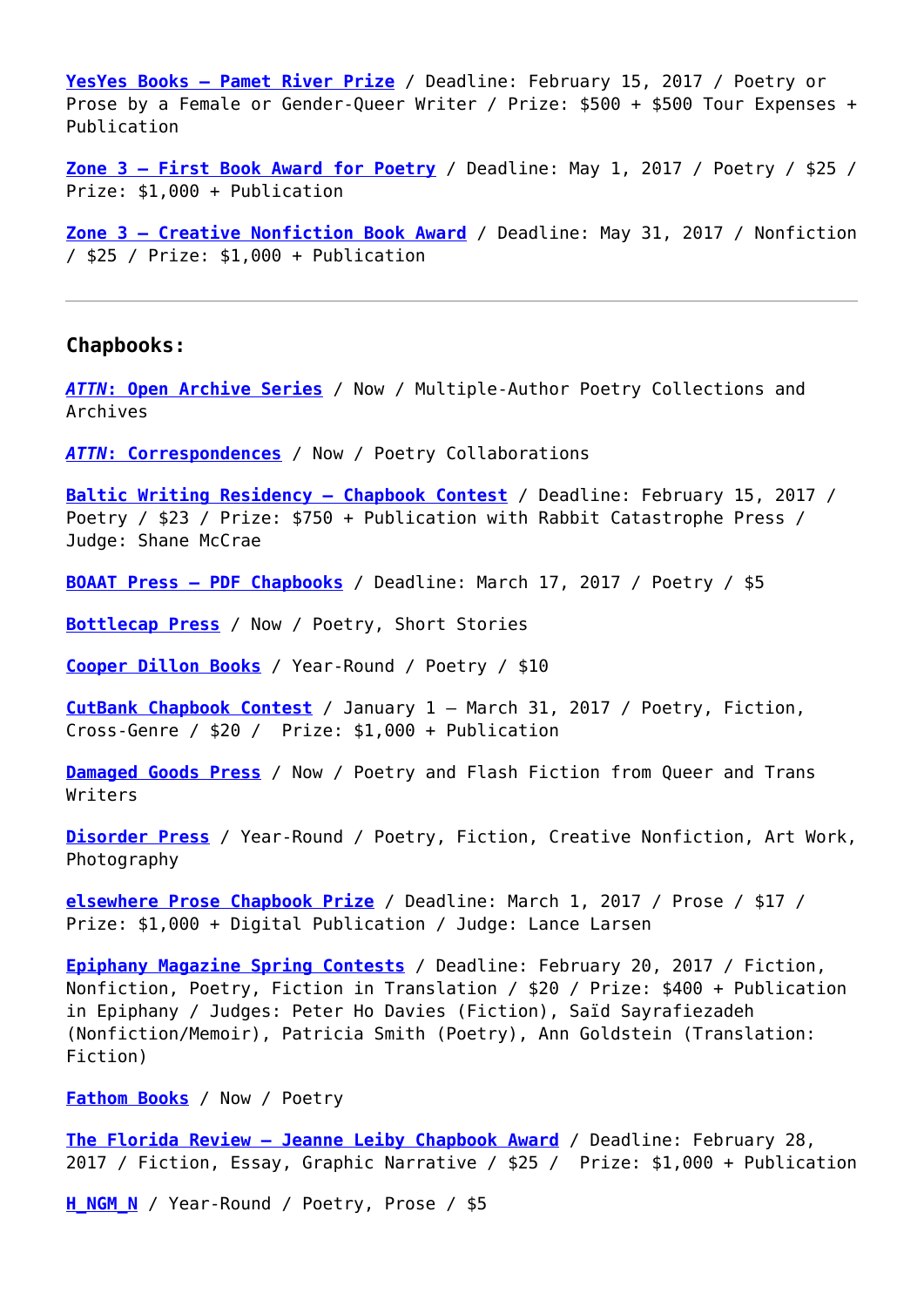**YesYes Books – Pamet River Prize** / Deadline: February 15, 2017 / Poetry or Prose by a Female or Gender-Queer Writer / Prize: $500 + $500 Tour Expenses + Publication

**Zone 3 – First Book Award for Poetry** / Deadline: May 1, 2017 / Poetry / $25 / Prize: $1,000 + Publication

**Zone 3 – Creative Nonfiction Book Award** / Deadline: May 31, 2017 / Nonfiction / $25 / Prize: $1,000 + Publication

---

### Chapbooks:

***ATTN*: Open Archive Series** / Now / Multiple-Author Poetry Collections and Archives

***ATTN*: Correspondences** / Now / Poetry Collaborations

**Baltic Writing Residency – Chapbook Contest** / Deadline: February 15, 2017 / Poetry / $23 / Prize: $750 + Publication with Rabbit Catastrophe Press / Judge: Shane McCrae

**BOAAT Press – PDF Chapbooks** / Deadline: March 17, 2017 / Poetry / $5

**Bottlecap Press** / Now / Poetry, Short Stories

**Cooper Dillon Books** / Year-Round / Poetry / $10

**CutBank Chapbook Contest** / January 1 – March 31, 2017 / Poetry, Fiction, Cross-Genre / $20 / Prize: $1,000 + Publication

**Damaged Goods Press** / Now / Poetry and Flash Fiction from Queer and Trans Writers

**Disorder Press** / Year-Round / Poetry, Fiction, Creative Nonfiction, Art Work, Photography

**elsewhere Prose Chapbook Prize** / Deadline: March 1, 2017 / Prose / $17 / Prize: $1,000 + Digital Publication / Judge: Lance Larsen

**Epiphany Magazine Spring Contests** / Deadline: February 20, 2017 / Fiction, Nonfiction, Poetry, Fiction in Translation / $20 / Prize: $400 + Publication in Epiphany / Judges: Peter Ho Davies (Fiction), Saïd Sayrafiezadeh (Nonfiction/Memoir), Patricia Smith (Poetry), Ann Goldstein (Translation: Fiction)

**Fathom Books** / Now / Poetry

**The Florida Review – Jeanne Leiby Chapbook Award** / Deadline: February 28, 2017 / Fiction, Essay, Graphic Narrative / $25 / Prize: $1,000 + Publication

**H_NGM_N** / Year-Round / Poetry, Prose / $5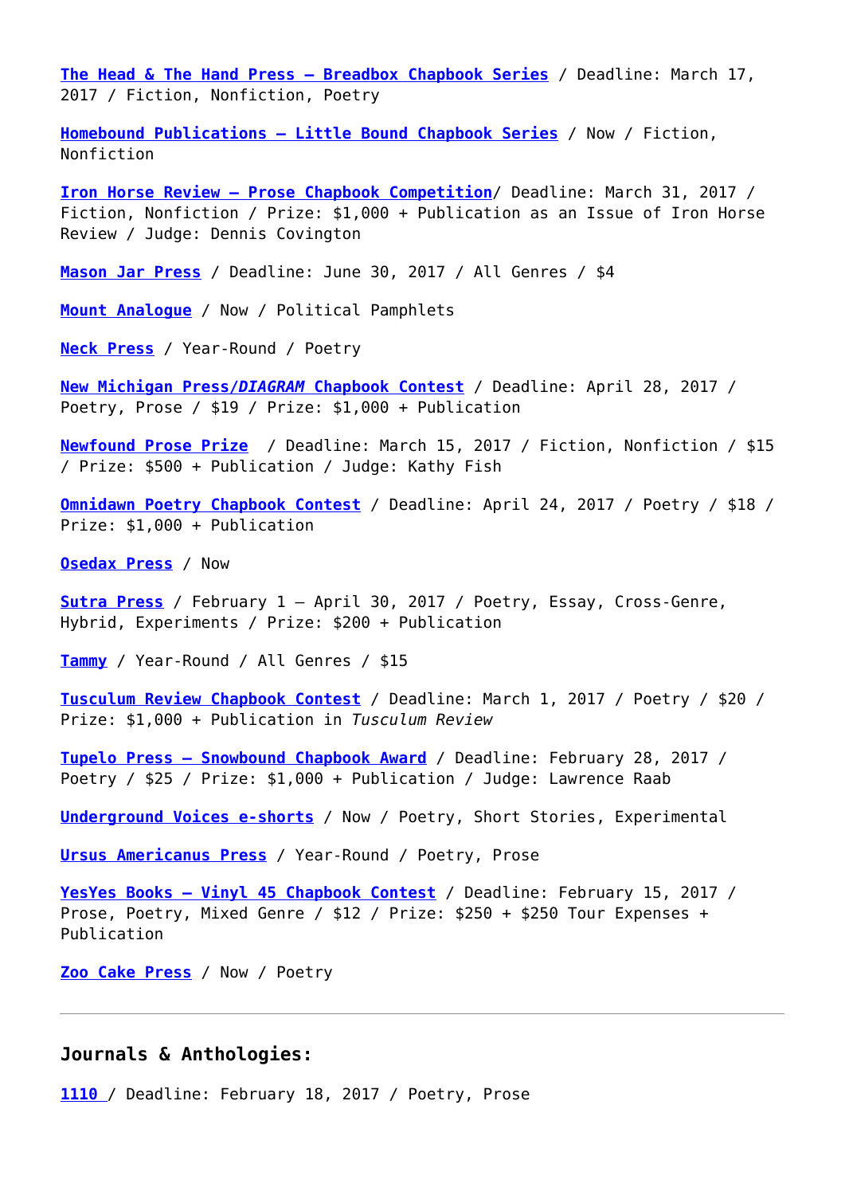**The Head & The Hand Press – Breadbox Chapbook Series** / Deadline: March 17, 2017 / Fiction, Nonfiction, Poetry

**Homebound Publications – Little Bound Chapbook Series** / Now / Fiction, Nonfiction

**Iron Horse Review – Prose Chapbook Competition**/ Deadline: March 31, 2017 / Fiction, Nonfiction / Prize: $1,000 + Publication as an Issue of Iron Horse Review / Judge: Dennis Covington

**Mason Jar Press** / Deadline: June 30, 2017 / All Genres / $4

**Mount Analogue** / Now / Political Pamphlets

**Neck Press** / Year-Round / Poetry

**New Michigan Press/*DIAGRAM* Chapbook Contest** / Deadline: April 28, 2017 / Poetry, Prose / $19 / Prize: $1,000 + Publication

**Newfound Prose Prize** / Deadline: March 15, 2017 / Fiction, Nonfiction / $15 / Prize: $500 + Publication / Judge: Kathy Fish

**Omnidawn Poetry Chapbook Contest** / Deadline: April 24, 2017 / Poetry / $18 / Prize: $1,000 + Publication

**Osedax Press** / Now

**Sutra Press** / February 1 – April 30, 2017 / Poetry, Essay, Cross-Genre, Hybrid, Experiments / Prize: $200 + Publication

**Tammy** / Year-Round / All Genres / $15

**Tusculum Review Chapbook Contest** / Deadline: March 1, 2017 / Poetry / $20 / Prize: $1,000 + Publication in *Tusculum Review*

**Tupelo Press – Snowbound Chapbook Award** / Deadline: February 28, 2017 / Poetry / $25 / Prize: $1,000 + Publication / Judge: Lawrence Raab

**Underground Voices e-shorts** / Now / Poetry, Short Stories, Experimental

**Ursus Americanus Press** / Year-Round / Poetry, Prose

**YesYes Books – Vinyl 45 Chapbook Contest** / Deadline: February 15, 2017 / Prose, Poetry, Mixed Genre / $12 / Prize: $250 + $250 Tour Expenses + Publication

**Zoo Cake Press** / Now / Poetry

---

## Journals & Anthologies:

**1110** / Deadline: February 18, 2017 / Poetry, Prose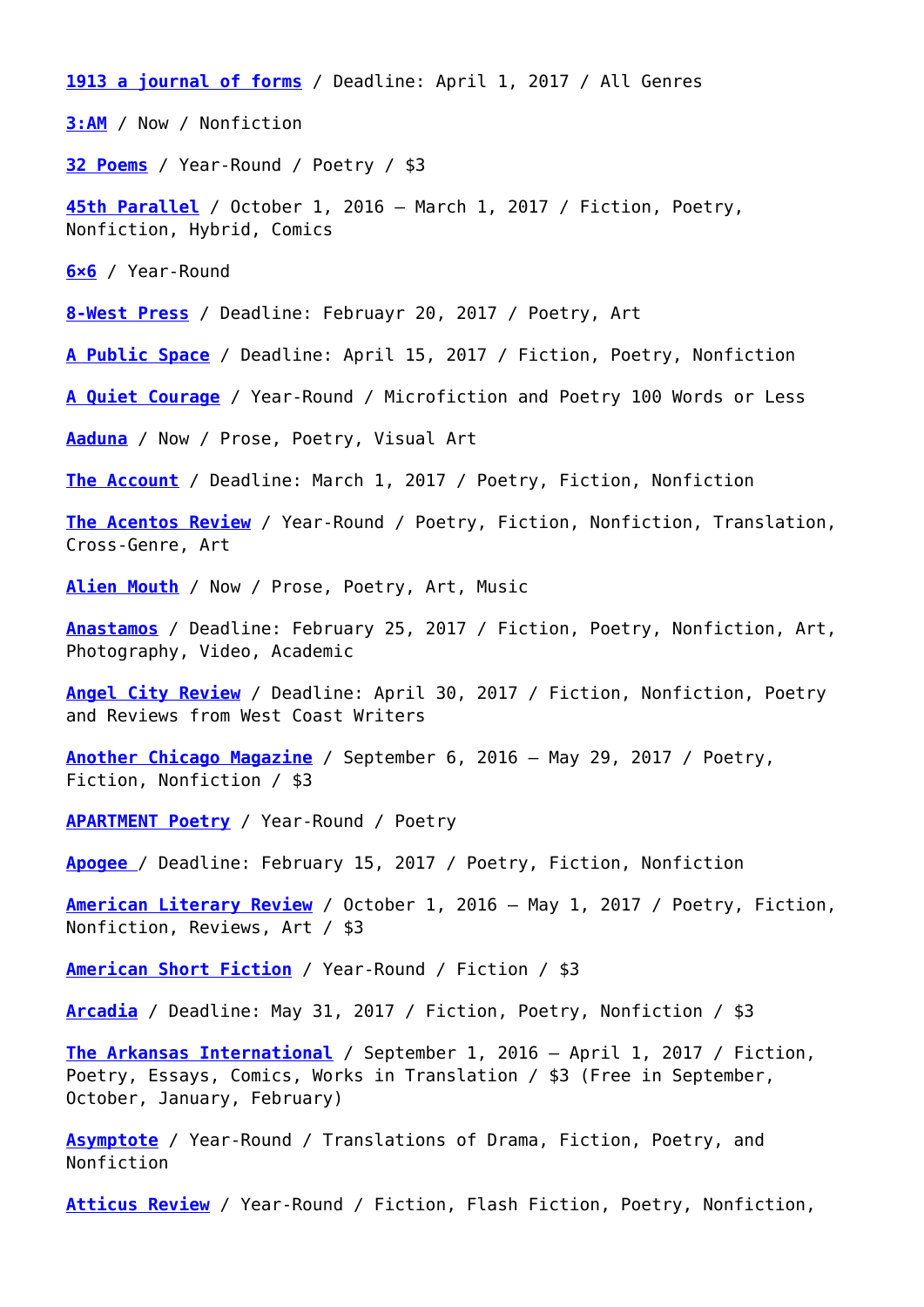**1913 a journal of forms** / Deadline: April 1, 2017 / All Genres

**3:AM** / Now / Nonfiction

**32 Poems** / Year-Round / Poetry / $3

**45th Parallel** / October 1, 2016 – March 1, 2017 / Fiction, Poetry, Nonfiction, Hybrid, Comics

**6×6** / Year-Round

**8-West Press** / Deadline: Februayr 20, 2017 / Poetry, Art

**A Public Space** / Deadline: April 15, 2017 / Fiction, Poetry, Nonfiction

**A Quiet Courage** / Year-Round / Microfiction and Poetry 100 Words or Less

**Aaduna** / Now / Prose, Poetry, Visual Art

**The Account** / Deadline: March 1, 2017 / Poetry, Fiction, Nonfiction

**The Acentos Review** / Year-Round / Poetry, Fiction, Nonfiction, Translation, Cross-Genre, Art

**Alien Mouth** / Now / Prose, Poetry, Art, Music

**Anastamos** / Deadline: February 25, 2017 / Fiction, Poetry, Nonfiction, Art, Photography, Video, Academic

**Angel City Review** / Deadline: April 30, 2017 / Fiction, Nonfiction, Poetry and Reviews from West Coast Writers

**Another Chicago Magazine** / September 6, 2016 – May 29, 2017 / Poetry, Fiction, Nonfiction / $3

**APARTMENT Poetry** / Year-Round / Poetry

**Apogee** / Deadline: February 15, 2017 / Poetry, Fiction, Nonfiction

**American Literary Review** / October 1, 2016 – May 1, 2017 / Poetry, Fiction, Nonfiction, Reviews, Art / $3

**American Short Fiction** / Year-Round / Fiction / $3

**Arcadia** / Deadline: May 31, 2017 / Fiction, Poetry, Nonfiction / $3

**The Arkansas International** / September 1, 2016 – April 1, 2017 / Fiction, Poetry, Essays, Comics, Works in Translation / $3 (Free in September, October, January, February)

**Asymptote** / Year-Round / Translations of Drama, Fiction, Poetry, and Nonfiction

**Atticus Review** / Year-Round / Fiction, Flash Fiction, Poetry, Nonfiction,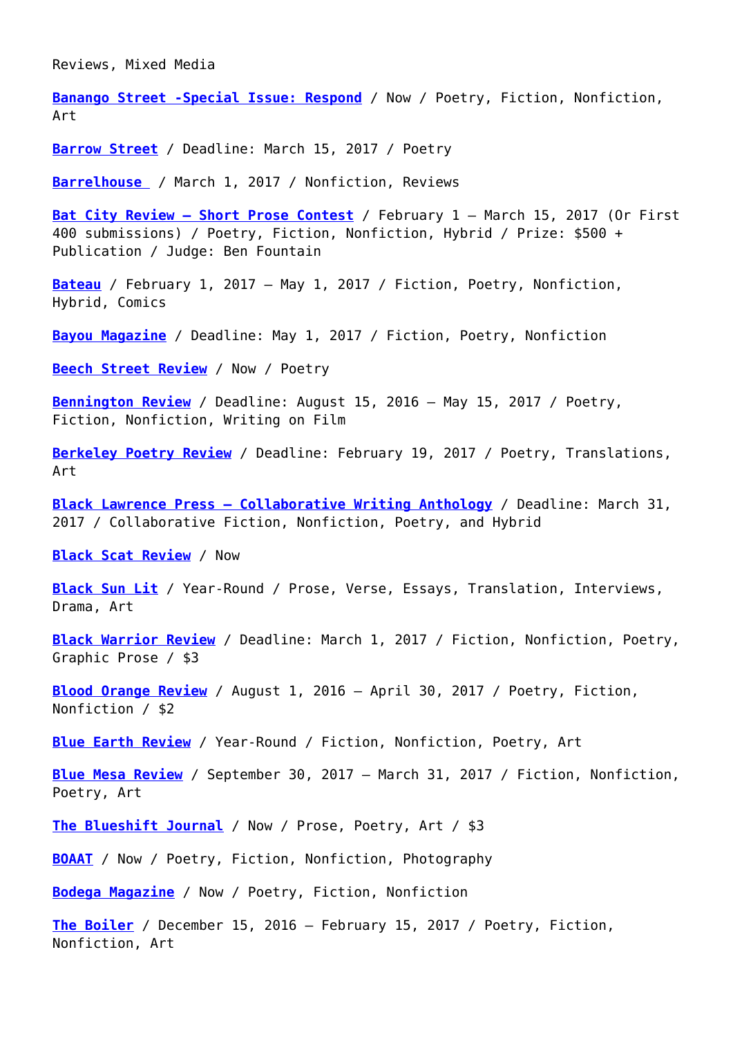Reviews, Mixed Media

**Banango Street -Special Issue: Respond** / Now / Poetry, Fiction, Nonfiction, Art

**Barrow Street** / Deadline: March 15, 2017 / Poetry

**Barrelhouse** / March 1, 2017 / Nonfiction, Reviews

**Bat City Review – Short Prose Contest** / February 1 – March 15, 2017 (Or First 400 submissions) / Poetry, Fiction, Nonfiction, Hybrid / Prize: $500 + Publication / Judge: Ben Fountain

**Bateau** / February 1, 2017 – May 1, 2017 / Fiction, Poetry, Nonfiction, Hybrid, Comics

**Bayou Magazine** / Deadline: May 1, 2017 / Fiction, Poetry, Nonfiction

**Beech Street Review** / Now / Poetry

**Bennington Review** / Deadline: August 15, 2016 – May 15, 2017 / Poetry, Fiction, Nonfiction, Writing on Film

**Berkeley Poetry Review** / Deadline: February 19, 2017 / Poetry, Translations, Art

**Black Lawrence Press – Collaborative Writing Anthology** / Deadline: March 31, 2017 / Collaborative Fiction, Nonfiction, Poetry, and Hybrid

**Black Scat Review** / Now

**Black Sun Lit** / Year-Round / Prose, Verse, Essays, Translation, Interviews, Drama, Art

**Black Warrior Review** / Deadline: March 1, 2017 / Fiction, Nonfiction, Poetry, Graphic Prose / $3

**Blood Orange Review** / August 1, 2016 – April 30, 2017 / Poetry, Fiction, Nonfiction / $2

**Blue Earth Review** / Year-Round / Fiction, Nonfiction, Poetry, Art

**Blue Mesa Review** / September 30, 2017 – March 31, 2017 / Fiction, Nonfiction, Poetry, Art

**The Blueshift Journal** / Now / Prose, Poetry, Art / $3

**BOAAT** / Now / Poetry, Fiction, Nonfiction, Photography

**Bodega Magazine** / Now / Poetry, Fiction, Nonfiction

**The Boiler** / December 15, 2016 – February 15, 2017 / Poetry, Fiction, Nonfiction, Art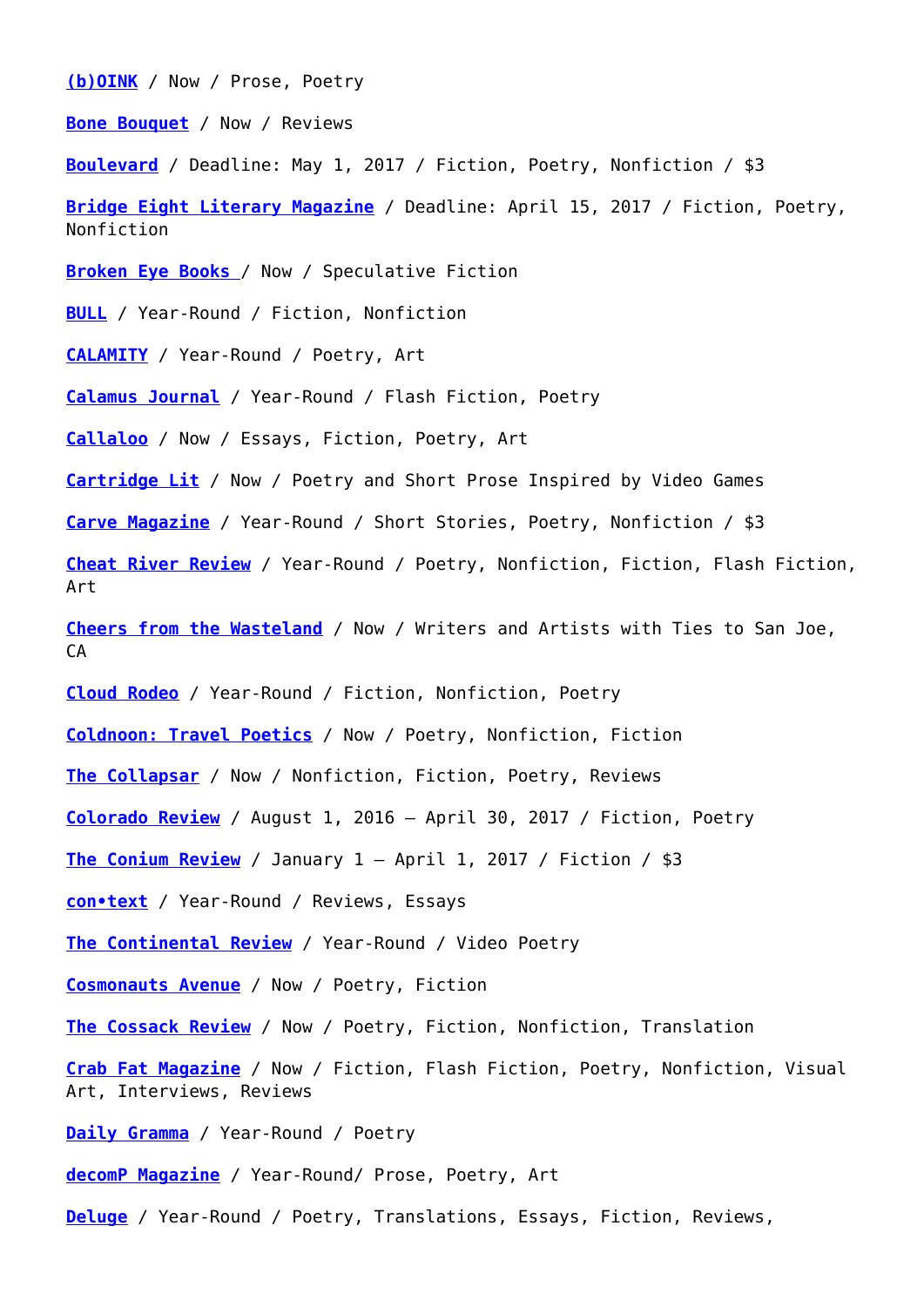**(b)OINK** / Now / Prose, Poetry

**Bone Bouquet** / Now / Reviews

**Boulevard** / Deadline: May 1, 2017 / Fiction, Poetry, Nonfiction / $3

**Bridge Eight Literary Magazine** / Deadline: April 15, 2017 / Fiction, Poetry, Nonfiction

**Broken Eye Books** / Now / Speculative Fiction

**BULL** / Year-Round / Fiction, Nonfiction

**CALAMITY** / Year-Round / Poetry, Art

**Calamus Journal** / Year-Round / Flash Fiction, Poetry

**Callaloo** / Now / Essays, Fiction, Poetry, Art

**Cartridge Lit** / Now / Poetry and Short Prose Inspired by Video Games

**Carve Magazine** / Year-Round / Short Stories, Poetry, Nonfiction / $3

**Cheat River Review** / Year-Round / Poetry, Nonfiction, Fiction, Flash Fiction, Art

**Cheers from the Wasteland** / Now / Writers and Artists with Ties to San Joe, CA

**Cloud Rodeo** / Year-Round / Fiction, Nonfiction, Poetry

**Coldnoon: Travel Poetics** / Now / Poetry, Nonfiction, Fiction

**The Collapsar** / Now / Nonfiction, Fiction, Poetry, Reviews

**Colorado Review** / August 1, 2016 – April 30, 2017 / Fiction, Poetry

**The Conium Review** / January 1 – April 1, 2017 / Fiction / $3

**con•text** / Year-Round / Reviews, Essays

**The Continental Review** / Year-Round / Video Poetry

**Cosmonauts Avenue** / Now / Poetry, Fiction

**The Cossack Review** / Now / Poetry, Fiction, Nonfiction, Translation

**Crab Fat Magazine** / Now / Fiction, Flash Fiction, Poetry, Nonfiction, Visual Art, Interviews, Reviews

**Daily Gramma** / Year-Round / Poetry

**decomP Magazine** / Year-Round/ Prose, Poetry, Art

**Deluge** / Year-Round / Poetry, Translations, Essays, Fiction, Reviews,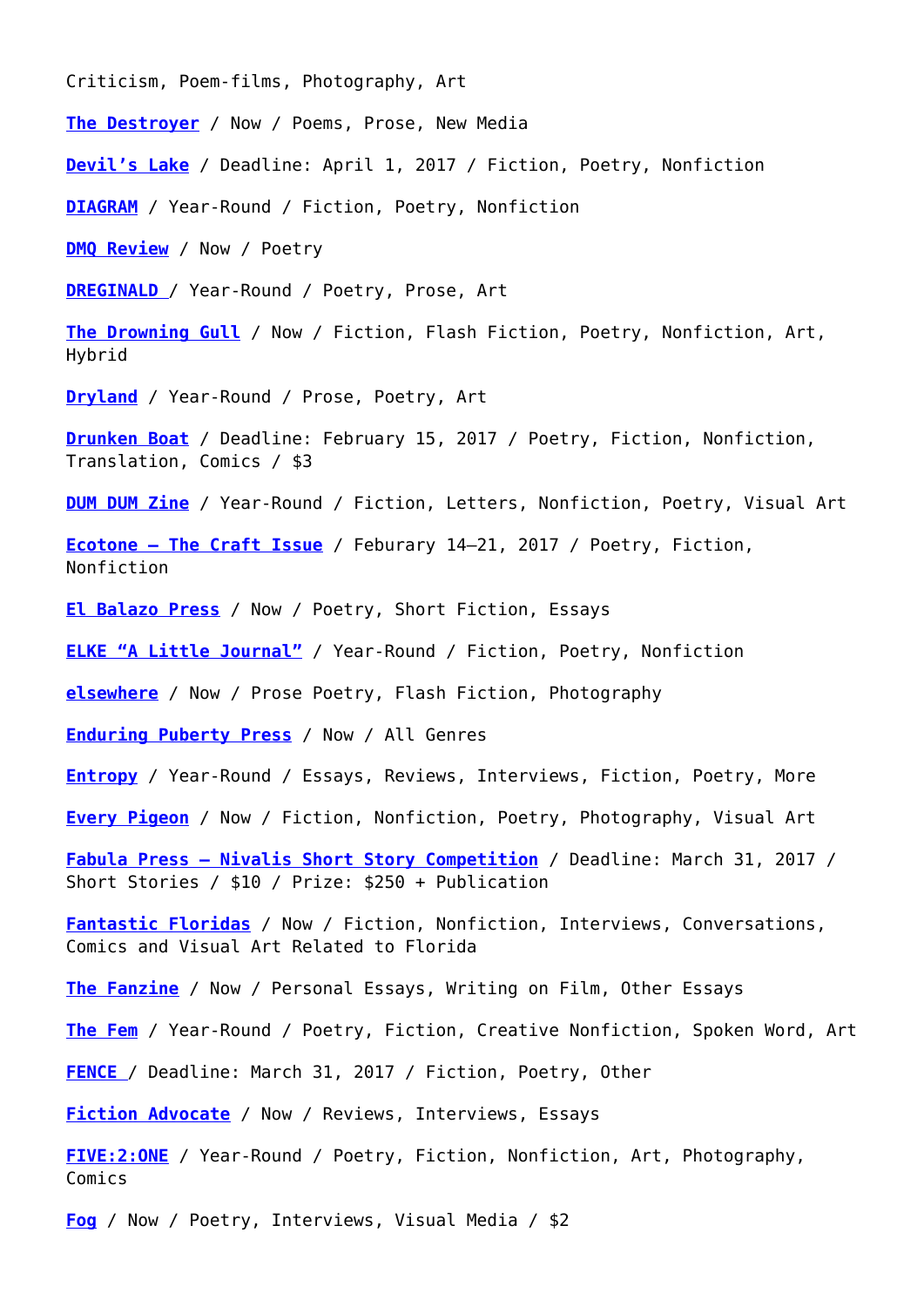Criticism, Poem-films, Photography, Art

**The Destroyer** / Now / Poems, Prose, New Media

**Devil's Lake** / Deadline: April 1, 2017 / Fiction, Poetry, Nonfiction

**DIAGRAM** / Year-Round / Fiction, Poetry, Nonfiction

**DMQ Review** / Now / Poetry

**DREGINALD** / Year-Round / Poetry, Prose, Art

**The Drowning Gull** / Now / Fiction, Flash Fiction, Poetry, Nonfiction, Art, Hybrid

**Dryland** / Year-Round / Prose, Poetry, Art

**Drunken Boat** / Deadline: February 15, 2017 / Poetry, Fiction, Nonfiction, Translation, Comics / $3

**DUM DUM Zine** / Year-Round / Fiction, Letters, Nonfiction, Poetry, Visual Art

**Ecotone – The Craft Issue** / Feburary 14–21, 2017 / Poetry, Fiction, Nonfiction

**El Balazo Press** / Now / Poetry, Short Fiction, Essays

**ELKE "A Little Journal"** / Year-Round / Fiction, Poetry, Nonfiction

**elsewhere** / Now / Prose Poetry, Flash Fiction, Photography

**Enduring Puberty Press** / Now / All Genres

**Entropy** / Year-Round / Essays, Reviews, Interviews, Fiction, Poetry, More

**Every Pigeon** / Now / Fiction, Nonfiction, Poetry, Photography, Visual Art

**Fabula Press – Nivalis Short Story Competition** / Deadline: March 31, 2017 / Short Stories / $10 / Prize: $250 + Publication

**Fantastic Floridas** / Now / Fiction, Nonfiction, Interviews, Conversations, Comics and Visual Art Related to Florida

**The Fanzine** / Now / Personal Essays, Writing on Film, Other Essays

**The Fem** / Year-Round / Poetry, Fiction, Creative Nonfiction, Spoken Word, Art

**FENCE** / Deadline: March 31, 2017 / Fiction, Poetry, Other

**Fiction Advocate** / Now / Reviews, Interviews, Essays

**FIVE:2:ONE** / Year-Round / Poetry, Fiction, Nonfiction, Art, Photography, Comics

**Fog** / Now / Poetry, Interviews, Visual Media / $2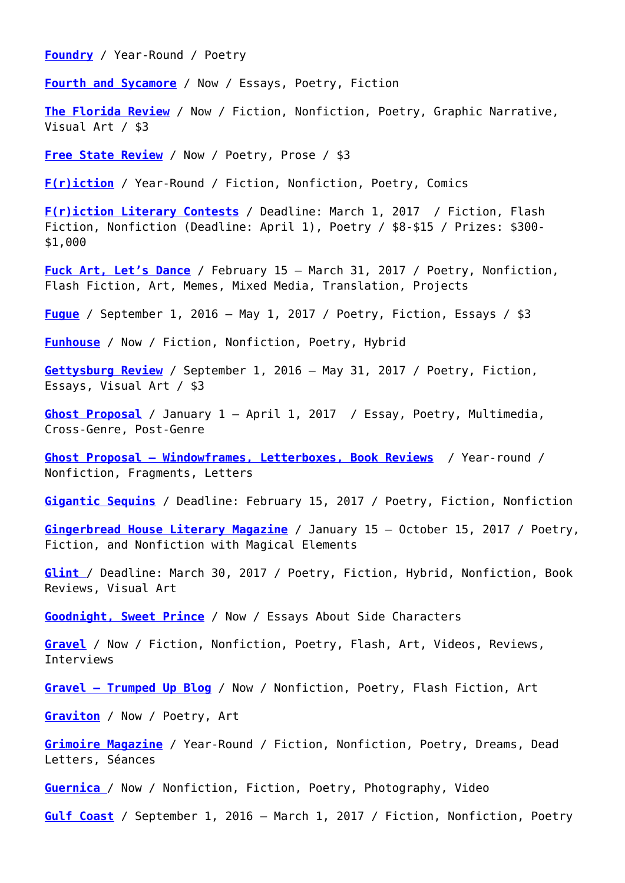**Foundry** / Year-Round / Poetry

**Fourth and Sycamore** / Now / Essays, Poetry, Fiction

**The Florida Review** / Now / Fiction, Nonfiction, Poetry, Graphic Narrative, Visual Art / $3

**Free State Review** / Now / Poetry, Prose / $3

**F(r)iction** / Year-Round / Fiction, Nonfiction, Poetry, Comics

**F(r)iction Literary Contests** / Deadline: March 1, 2017 / Fiction, Flash Fiction, Nonfiction (Deadline: April 1), Poetry / $8-$15 / Prizes: $300-$1,000

**Fuck Art, Let's Dance** / February 15 – March 31, 2017 / Poetry, Nonfiction, Flash Fiction, Art, Memes, Mixed Media, Translation, Projects

**Fugue** / September 1, 2016 – May 1, 2017 / Poetry, Fiction, Essays / $3

**Funhouse** / Now / Fiction, Nonfiction, Poetry, Hybrid

**Gettysburg Review** / September 1, 2016 – May 31, 2017 / Poetry, Fiction, Essays, Visual Art / $3

**Ghost Proposal** / January 1 – April 1, 2017 / Essay, Poetry, Multimedia, Cross-Genre, Post-Genre

**Ghost Proposal – Windowframes, Letterboxes, Book Reviews** / Year-round / Nonfiction, Fragments, Letters

**Gigantic Sequins** / Deadline: February 15, 2017 / Poetry, Fiction, Nonfiction

**Gingerbread House Literary Magazine** / January 15 – October 15, 2017 / Poetry, Fiction, and Nonfiction with Magical Elements

**Glint** / Deadline: March 30, 2017 / Poetry, Fiction, Hybrid, Nonfiction, Book Reviews, Visual Art

**Goodnight, Sweet Prince** / Now / Essays About Side Characters

**Gravel** / Now / Fiction, Nonfiction, Poetry, Flash, Art, Videos, Reviews, Interviews

**Gravel – Trumped Up Blog** / Now / Nonfiction, Poetry, Flash Fiction, Art

**Graviton** / Now / Poetry, Art

**Grimoire Magazine** / Year-Round / Fiction, Nonfiction, Poetry, Dreams, Dead Letters, Séances

**Guernica** / Now / Nonfiction, Fiction, Poetry, Photography, Video

**Gulf Coast** / September 1, 2016 – March 1, 2017 / Fiction, Nonfiction, Poetry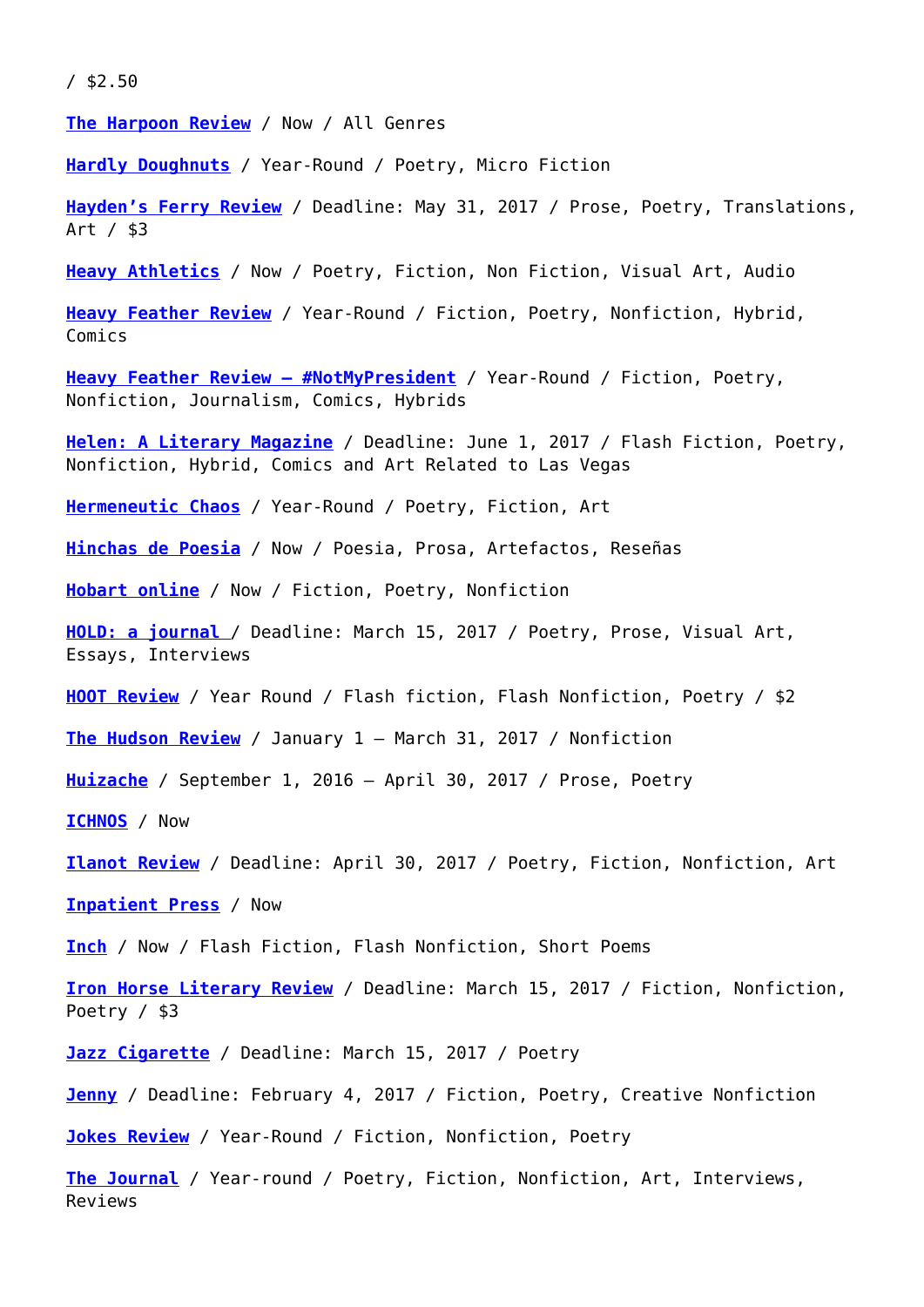/ $2.50

**The Harpoon Review** / Now / All Genres

**Hardly Doughnuts** / Year-Round / Poetry, Micro Fiction

**Hayden's Ferry Review** / Deadline: May 31, 2017 / Prose, Poetry, Translations, Art / $3

**Heavy Athletics** / Now / Poetry, Fiction, Non Fiction, Visual Art, Audio

**Heavy Feather Review** / Year-Round / Fiction, Poetry, Nonfiction, Hybrid, Comics

**Heavy Feather Review – #NotMyPresident** / Year-Round / Fiction, Poetry, Nonfiction, Journalism, Comics, Hybrids

**Helen: A Literary Magazine** / Deadline: June 1, 2017 / Flash Fiction, Poetry, Nonfiction, Hybrid, Comics and Art Related to Las Vegas

**Hermeneutic Chaos** / Year-Round / Poetry, Fiction, Art

**Hinchas de Poesia** / Now / Poesia, Prosa, Artefactos, Reseñas

**Hobart online** / Now / Fiction, Poetry, Nonfiction

**HOLD: a journal** / Deadline: March 15, 2017 / Poetry, Prose, Visual Art, Essays, Interviews

**HOOT Review** / Year Round / Flash fiction, Flash Nonfiction, Poetry / $2

**The Hudson Review** / January 1 – March 31, 2017 / Nonfiction

**Huizache** / September 1, 2016 – April 30, 2017 / Prose, Poetry

**ICHNOS** / Now

**Ilanot Review** / Deadline: April 30, 2017 / Poetry, Fiction, Nonfiction, Art

**Inpatient Press** / Now

**Inch** / Now / Flash Fiction, Flash Nonfiction, Short Poems

**Iron Horse Literary Review** / Deadline: March 15, 2017 / Fiction, Nonfiction, Poetry / $3

**Jazz Cigarette** / Deadline: March 15, 2017 / Poetry

**Jenny** / Deadline: February 4, 2017 / Fiction, Poetry, Creative Nonfiction

**Jokes Review** / Year-Round / Fiction, Nonfiction, Poetry

**The Journal** / Year-round / Poetry, Fiction, Nonfiction, Art, Interviews, Reviews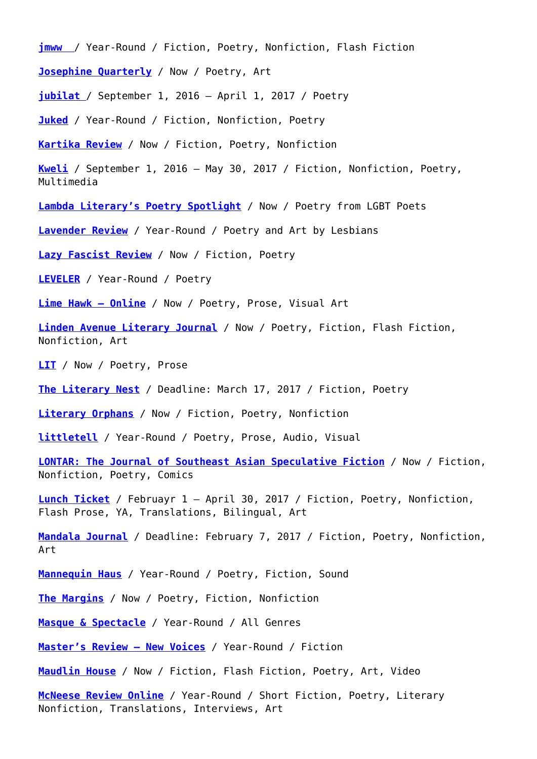**jmww** / Year-Round / Fiction, Poetry, Nonfiction, Flash Fiction

**Josephine Quarterly** / Now / Poetry, Art

**jubilat** / September 1, 2016 – April 1, 2017 / Poetry

**Juked** / Year-Round / Fiction, Nonfiction, Poetry

**Kartika Review** / Now / Fiction, Poetry, Nonfiction

**Kweli** / September 1, 2016 – May 30, 2017 / Fiction, Nonfiction, Poetry, Multimedia

**Lambda Literary's Poetry Spotlight** / Now / Poetry from LGBT Poets

**Lavender Review** / Year-Round / Poetry and Art by Lesbians

**Lazy Fascist Review** / Now / Fiction, Poetry

**LEVELER** / Year-Round / Poetry

**Lime Hawk – Online** / Now / Poetry, Prose, Visual Art

**Linden Avenue Literary Journal** / Now / Poetry, Fiction, Flash Fiction, Nonfiction, Art

**LIT** / Now / Poetry, Prose

**The Literary Nest** / Deadline: March 17, 2017 / Fiction, Poetry

**Literary Orphans** / Now / Fiction, Poetry, Nonfiction

**littletell** / Year-Round / Poetry, Prose, Audio, Visual

**LONTAR: The Journal of Southeast Asian Speculative Fiction** / Now / Fiction, Nonfiction, Poetry, Comics

**Lunch Ticket** / Februayr 1 – April 30, 2017 / Fiction, Poetry, Nonfiction, Flash Prose, YA, Translations, Bilingual, Art

**Mandala Journal** / Deadline: February 7, 2017 / Fiction, Poetry, Nonfiction, Art

**Mannequin Haus** / Year-Round / Poetry, Fiction, Sound

**The Margins** / Now / Poetry, Fiction, Nonfiction

**Masque & Spectacle** / Year-Round / All Genres

**Master's Review – New Voices** / Year-Round / Fiction

**Maudlin House** / Now / Fiction, Flash Fiction, Poetry, Art, Video

**McNeese Review Online** / Year-Round / Short Fiction, Poetry, Literary Nonfiction, Translations, Interviews, Art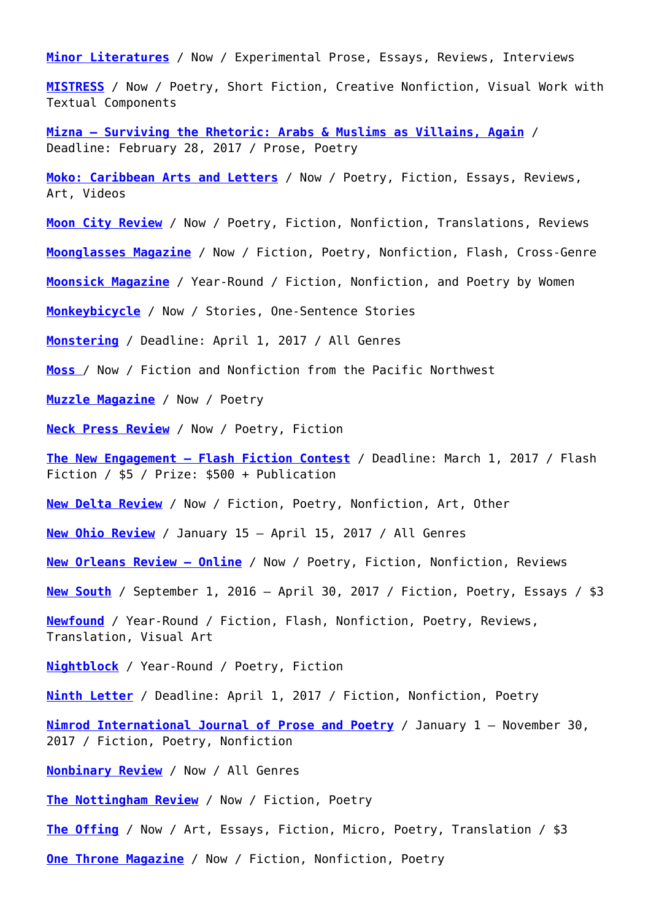**Minor Literatures** / Now / Experimental Prose, Essays, Reviews, Interviews

**MISTRESS** / Now / Poetry, Short Fiction, Creative Nonfiction, Visual Work with Textual Components

**Mizna – Surviving the Rhetoric: Arabs & Muslims as Villains, Again** / Deadline: February 28, 2017 / Prose, Poetry

**Moko: Caribbean Arts and Letters** / Now / Poetry, Fiction, Essays, Reviews, Art, Videos

**Moon City Review** / Now / Poetry, Fiction, Nonfiction, Translations, Reviews

**Moonglasses Magazine** / Now / Fiction, Poetry, Nonfiction, Flash, Cross-Genre

**Moonsick Magazine** / Year-Round / Fiction, Nonfiction, and Poetry by Women

**Monkeybicycle** / Now / Stories, One-Sentence Stories

**Monstering** / Deadline: April 1, 2017 / All Genres

**Moss** / Now / Fiction and Nonfiction from the Pacific Northwest

**Muzzle Magazine** / Now / Poetry

**Neck Press Review** / Now / Poetry, Fiction

**The New Engagement – Flash Fiction Contest** / Deadline: March 1, 2017 / Flash Fiction / $5 / Prize: $500 + Publication

**New Delta Review** / Now / Fiction, Poetry, Nonfiction, Art, Other

**New Ohio Review** / January 15 – April 15, 2017 / All Genres

**New Orleans Review – Online** / Now / Poetry, Fiction, Nonfiction, Reviews

**New South** / September 1, 2016 – April 30, 2017 / Fiction, Poetry, Essays / $3

**Newfound** / Year-Round / Fiction, Flash, Nonfiction, Poetry, Reviews, Translation, Visual Art

**Nightblock** / Year-Round / Poetry, Fiction

**Ninth Letter** / Deadline: April 1, 2017 / Fiction, Nonfiction, Poetry

**Nimrod International Journal of Prose and Poetry** / January 1 – November 30, 2017 / Fiction, Poetry, Nonfiction

**Nonbinary Review** / Now / All Genres

**The Nottingham Review** / Now / Fiction, Poetry

**The Offing** / Now / Art, Essays, Fiction, Micro, Poetry, Translation / $3

**One Throne Magazine** / Now / Fiction, Nonfiction, Poetry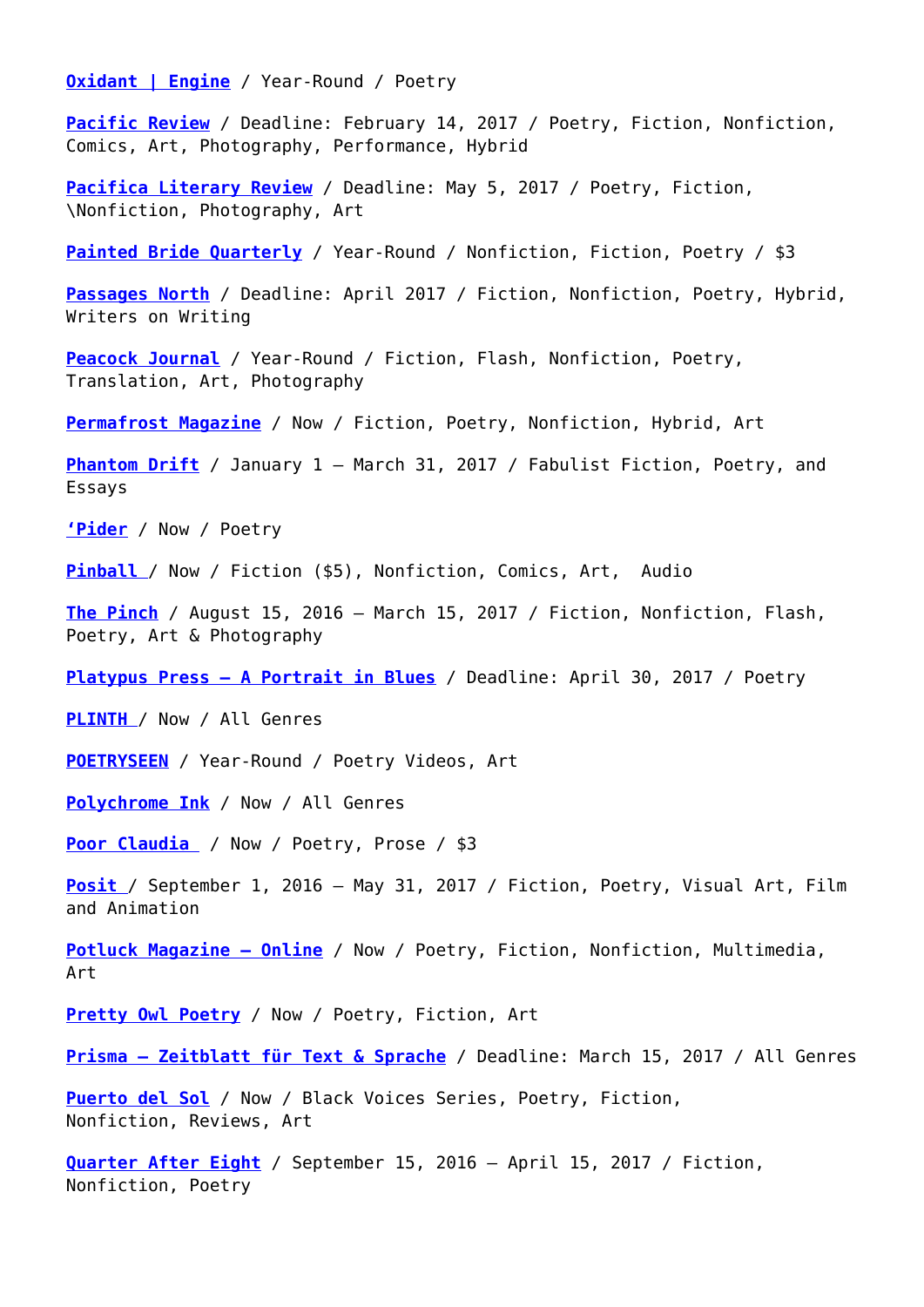**Oxidant | Engine** / Year-Round / Poetry

**Pacific Review** / Deadline: February 14, 2017 / Poetry, Fiction, Nonfiction, Comics, Art, Photography, Performance, Hybrid

**Pacifica Literary Review** / Deadline: May 5, 2017 / Poetry, Fiction, \Nonfiction, Photography, Art

**Painted Bride Quarterly** / Year-Round / Nonfiction, Fiction, Poetry / $3

**Passages North** / Deadline: April 2017 / Fiction, Nonfiction, Poetry, Hybrid, Writers on Writing

**Peacock Journal** / Year-Round / Fiction, Flash, Nonfiction, Poetry, Translation, Art, Photography

**Permafrost Magazine** / Now / Fiction, Poetry, Nonfiction, Hybrid, Art

**Phantom Drift** / January 1 – March 31, 2017 / Fabulist Fiction, Poetry, and Essays

**'Pider** / Now / Poetry

**Pinball** / Now / Fiction ($5), Nonfiction, Comics, Art, Audio

**The Pinch** / August 15, 2016 – March 15, 2017 / Fiction, Nonfiction, Flash, Poetry, Art & Photography

**Platypus Press – A Portrait in Blues** / Deadline: April 30, 2017 / Poetry

**PLINTH** / Now / All Genres

**POETRYSEEN** / Year-Round / Poetry Videos, Art

**Polychrome Ink** / Now / All Genres

**Poor Claudia** / Now / Poetry, Prose / $3

**Posit** / September 1, 2016 – May 31, 2017 / Fiction, Poetry, Visual Art, Film and Animation

**Potluck Magazine – Online** / Now / Poetry, Fiction, Nonfiction, Multimedia, Art

**Pretty Owl Poetry** / Now / Poetry, Fiction, Art

**Prisma – Zeitblatt für Text & Sprache** / Deadline: March 15, 2017 / All Genres

**Puerto del Sol** / Now / Black Voices Series, Poetry, Fiction, Nonfiction, Reviews, Art

**Quarter After Eight** / September 15, 2016 – April 15, 2017 / Fiction, Nonfiction, Poetry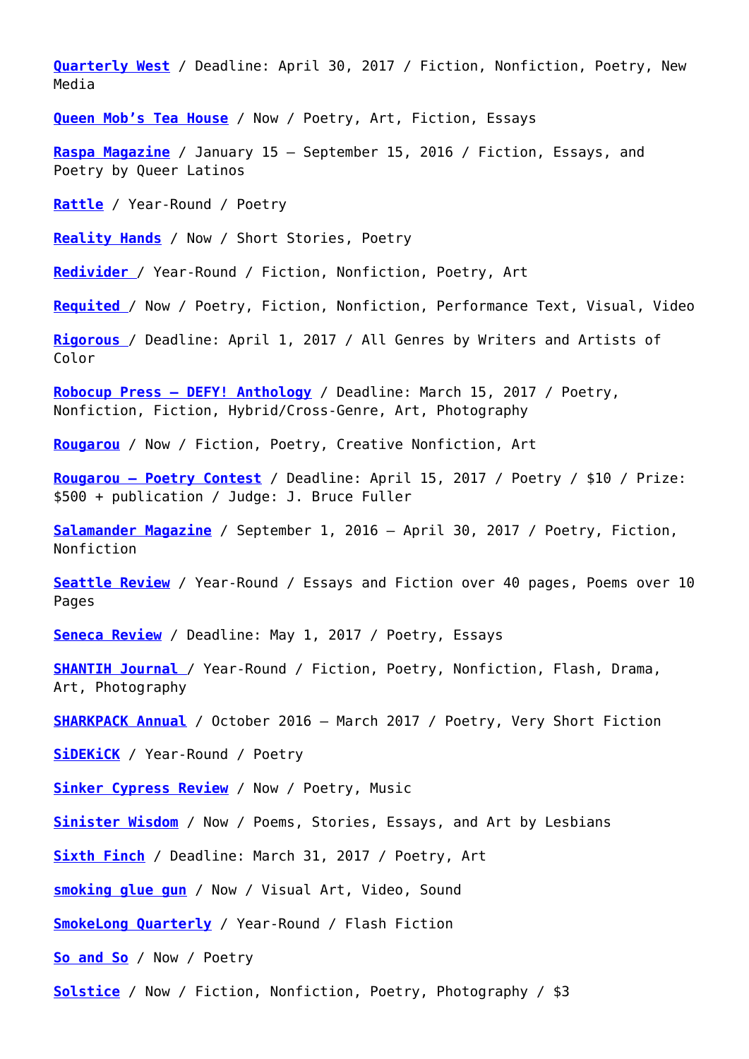**Quarterly West** / Deadline: April 30, 2017 / Fiction, Nonfiction, Poetry, New Media

**Queen Mob's Tea House** / Now / Poetry, Art, Fiction, Essays

**Raspa Magazine** / January 15 – September 15, 2016 / Fiction, Essays, and Poetry by Queer Latinos

**Rattle** / Year-Round / Poetry

**Reality Hands** / Now / Short Stories, Poetry

**Redivider** / Year-Round / Fiction, Nonfiction, Poetry, Art

**Requited** / Now / Poetry, Fiction, Nonfiction, Performance Text, Visual, Video

**Rigorous** / Deadline: April 1, 2017 / All Genres by Writers and Artists of Color

**Robocup Press – DEFY! Anthology** / Deadline: March 15, 2017 / Poetry, Nonfiction, Fiction, Hybrid/Cross-Genre, Art, Photography

**Rougarou** / Now / Fiction, Poetry, Creative Nonfiction, Art

**Rougarou – Poetry Contest** / Deadline: April 15, 2017 / Poetry / $10 / Prize: $500 + publication / Judge: J. Bruce Fuller

**Salamander Magazine** / September 1, 2016 – April 30, 2017 / Poetry, Fiction, Nonfiction

**Seattle Review** / Year-Round / Essays and Fiction over 40 pages, Poems over 10 Pages

**Seneca Review** / Deadline: May 1, 2017 / Poetry, Essays

**SHANTIH Journal** / Year-Round / Fiction, Poetry, Nonfiction, Flash, Drama, Art, Photography

**SHARKPACK Annual** / October 2016 – March 2017 / Poetry, Very Short Fiction

**SiDEKiCK** / Year-Round / Poetry

**Sinker Cypress Review** / Now / Poetry, Music

**Sinister Wisdom** / Now / Poems, Stories, Essays, and Art by Lesbians

**Sixth Finch** / Deadline: March 31, 2017 / Poetry, Art

**smoking glue gun** / Now / Visual Art, Video, Sound

**SmokeLong Quarterly** / Year-Round / Flash Fiction

**So and So** / Now / Poetry

**Solstice** / Now / Fiction, Nonfiction, Poetry, Photography / $3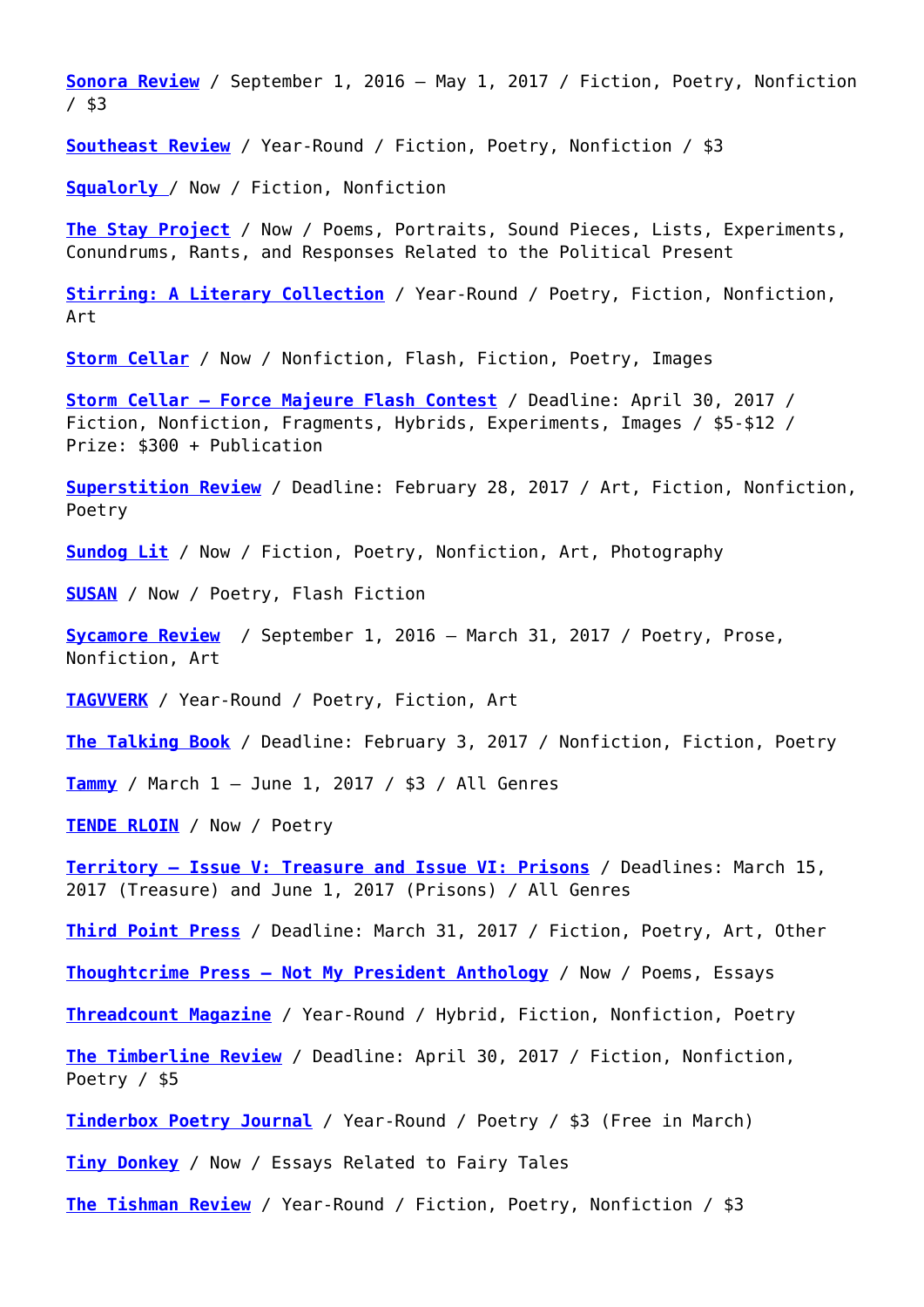**Sonora Review** / September 1, 2016 – May 1, 2017 / Fiction, Poetry, Nonfiction / $3

**Southeast Review** / Year-Round / Fiction, Poetry, Nonfiction / $3

**Squalorly** / Now / Fiction, Nonfiction

**The Stay Project** / Now / Poems, Portraits, Sound Pieces, Lists, Experiments, Conundrums, Rants, and Responses Related to the Political Present

**Stirring: A Literary Collection** / Year-Round / Poetry, Fiction, Nonfiction, Art

**Storm Cellar** / Now / Nonfiction, Flash, Fiction, Poetry, Images

**Storm Cellar – Force Majeure Flash Contest** / Deadline: April 30, 2017 / Fiction, Nonfiction, Fragments, Hybrids, Experiments, Images / $5-$12 / Prize: $300 + Publication

**Superstition Review** / Deadline: February 28, 2017 / Art, Fiction, Nonfiction, Poetry

**Sundog Lit** / Now / Fiction, Poetry, Nonfiction, Art, Photography

**SUSAN** / Now / Poetry, Flash Fiction

**Sycamore Review** / September 1, 2016 – March 31, 2017 / Poetry, Prose, Nonfiction, Art

**TAGVVERK** / Year-Round / Poetry, Fiction, Art

**The Talking Book** / Deadline: February 3, 2017 / Nonfiction, Fiction, Poetry

**Tammy** / March 1 – June 1, 2017 / $3 / All Genres

**TENDE RLOIN** / Now / Poetry

**Territory – Issue V: Treasure and Issue VI: Prisons** / Deadlines: March 15, 2017 (Treasure) and June 1, 2017 (Prisons) / All Genres

**Third Point Press** / Deadline: March 31, 2017 / Fiction, Poetry, Art, Other

**Thoughtcrime Press – Not My President Anthology** / Now / Poems, Essays

**Threadcount Magazine** / Year-Round / Hybrid, Fiction, Nonfiction, Poetry

**The Timberline Review** / Deadline: April 30, 2017 / Fiction, Nonfiction, Poetry / $5

**Tinderbox Poetry Journal** / Year-Round / Poetry / $3 (Free in March)

**Tiny Donkey** / Now / Essays Related to Fairy Tales

**The Tishman Review** / Year-Round / Fiction, Poetry, Nonfiction / $3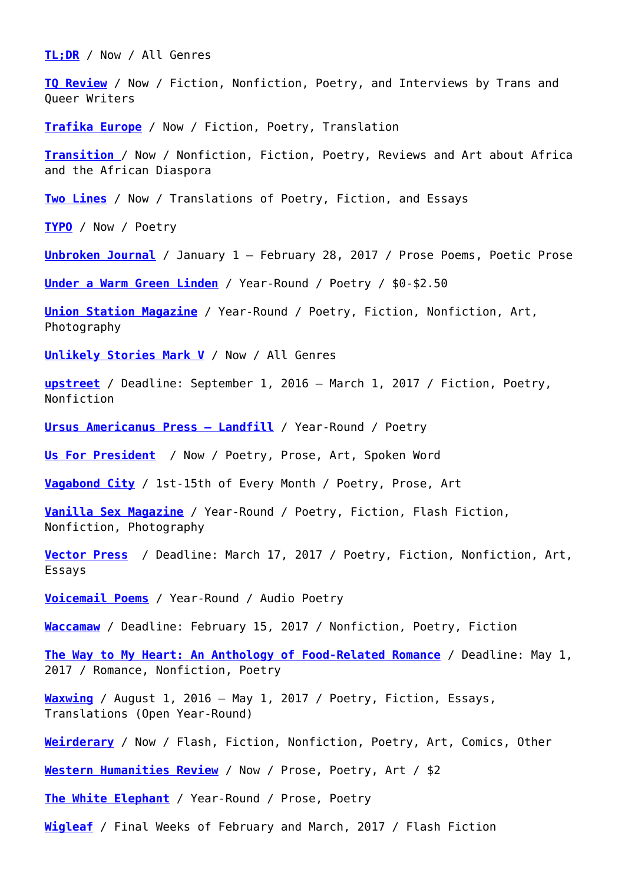**TL;DR** / Now / All Genres

**TQ Review** / Now / Fiction, Nonfiction, Poetry, and Interviews by Trans and Queer Writers

**Trafika Europe** / Now / Fiction, Poetry, Translation

**Transition** / Now / Nonfiction, Fiction, Poetry, Reviews and Art about Africa and the African Diaspora

**Two Lines** / Now / Translations of Poetry, Fiction, and Essays

**TYPO** / Now / Poetry

**Unbroken Journal** / January 1 – February 28, 2017 / Prose Poems, Poetic Prose

**Under a Warm Green Linden** / Year-Round / Poetry / $0-$2.50

**Union Station Magazine** / Year-Round / Poetry, Fiction, Nonfiction, Art, Photography

**Unlikely Stories Mark V** / Now / All Genres

**upstreet** / Deadline: September 1, 2016 – March 1, 2017 / Fiction, Poetry, Nonfiction

**Ursus Americanus Press – Landfill** / Year-Round / Poetry

**Us For President** / Now / Poetry, Prose, Art, Spoken Word

**Vagabond City** / 1st-15th of Every Month / Poetry, Prose, Art

**Vanilla Sex Magazine** / Year-Round / Poetry, Fiction, Flash Fiction, Nonfiction, Photography

**Vector Press** / Deadline: March 17, 2017 / Poetry, Fiction, Nonfiction, Art, Essays

**Voicemail Poems** / Year-Round / Audio Poetry

**Waccamaw** / Deadline: February 15, 2017 / Nonfiction, Poetry, Fiction

**The Way to My Heart: An Anthology of Food-Related Romance** / Deadline: May 1, 2017 / Romance, Nonfiction, Poetry

**Waxwing** / August 1, 2016 – May 1, 2017 / Poetry, Fiction, Essays, Translations (Open Year-Round)

**Weirderary** / Now / Flash, Fiction, Nonfiction, Poetry, Art, Comics, Other

**Western Humanities Review** / Now / Prose, Poetry, Art / $2

**The White Elephant** / Year-Round / Prose, Poetry

**Wigleaf** / Final Weeks of February and March, 2017 / Flash Fiction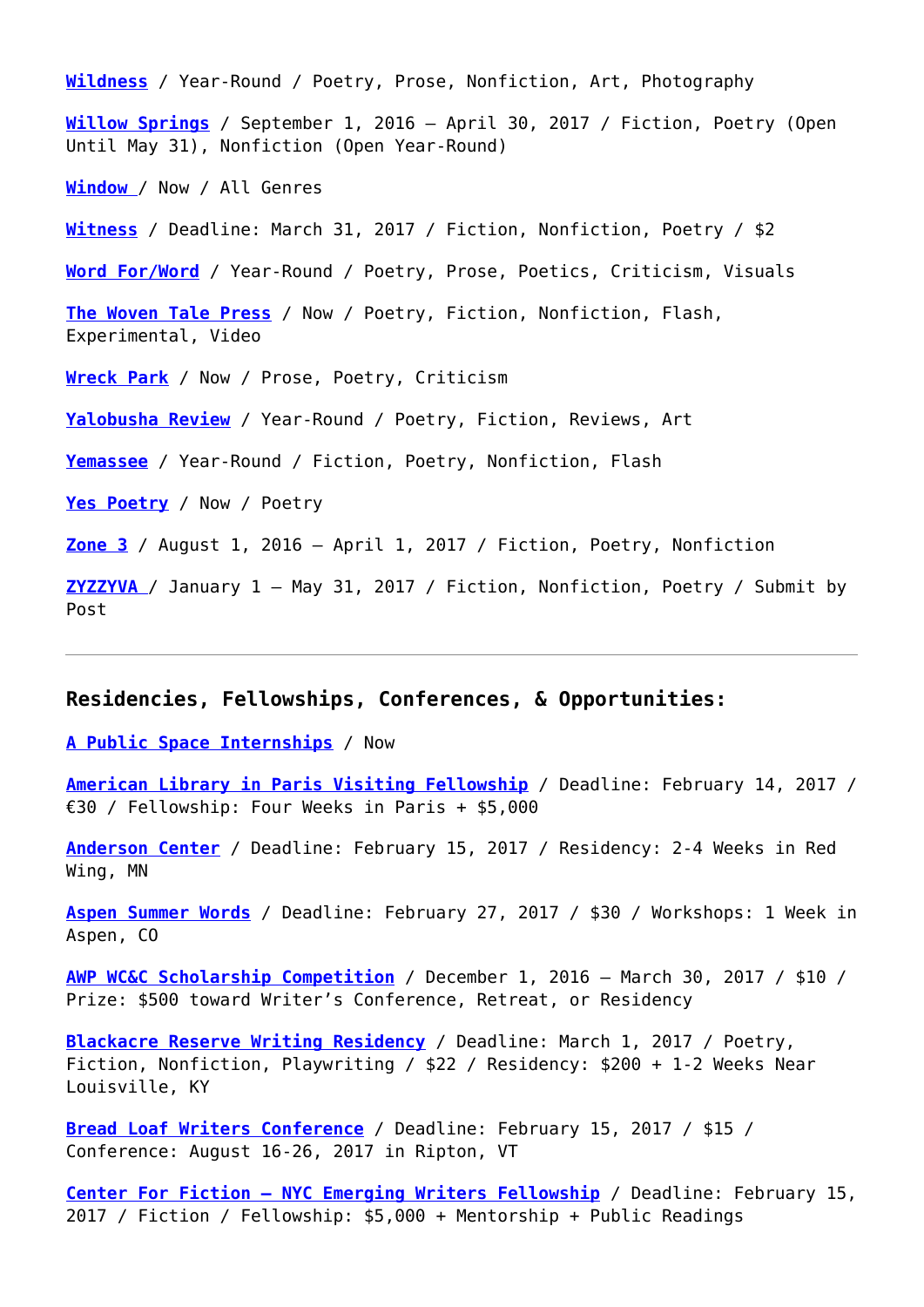**Wildness** / Year-Round / Poetry, Prose, Nonfiction, Art, Photography

**Willow Springs** / September 1, 2016 – April 30, 2017 / Fiction, Poetry (Open Until May 31), Nonfiction (Open Year-Round)

**Window** / Now / All Genres

**Witness** / Deadline: March 31, 2017 / Fiction, Nonfiction, Poetry / $2

**Word For/Word** / Year-Round / Poetry, Prose, Poetics, Criticism, Visuals

**The Woven Tale Press** / Now / Poetry, Fiction, Nonfiction, Flash, Experimental, Video

**Wreck Park** / Now / Prose, Poetry, Criticism

**Yalobusha Review** / Year-Round / Poetry, Fiction, Reviews, Art

**Yemassee** / Year-Round / Fiction, Poetry, Nonfiction, Flash

**Yes Poetry** / Now / Poetry

**Zone 3** / August 1, 2016 – April 1, 2017 / Fiction, Poetry, Nonfiction

**ZYZZYVA** / January 1 – May 31, 2017 / Fiction, Nonfiction, Poetry / Submit by Post

---

### Residencies, Fellowships, Conferences, & Opportunities:

**A Public Space Internships** / Now

**American Library in Paris Visiting Fellowship** / Deadline: February 14, 2017 / €30 / Fellowship: Four Weeks in Paris + $5,000

**Anderson Center** / Deadline: February 15, 2017 / Residency: 2-4 Weeks in Red Wing, MN

**Aspen Summer Words** / Deadline: February 27, 2017 / $30 / Workshops: 1 Week in Aspen, CO

**AWP WC&C Scholarship Competition** / December 1, 2016 – March 30, 2017 / $10 / Prize: $500 toward Writer's Conference, Retreat, or Residency

**Blackacre Reserve Writing Residency** / Deadline: March 1, 2017 / Poetry, Fiction, Nonfiction, Playwriting / $22 / Residency: $200 + 1-2 Weeks Near Louisville, KY

**Bread Loaf Writers Conference** / Deadline: February 15, 2017 / $15 / Conference: August 16-26, 2017 in Ripton, VT

**Center For Fiction – NYC Emerging Writers Fellowship** / Deadline: February 15, 2017 / Fiction / Fellowship: $5,000 + Mentorship + Public Readings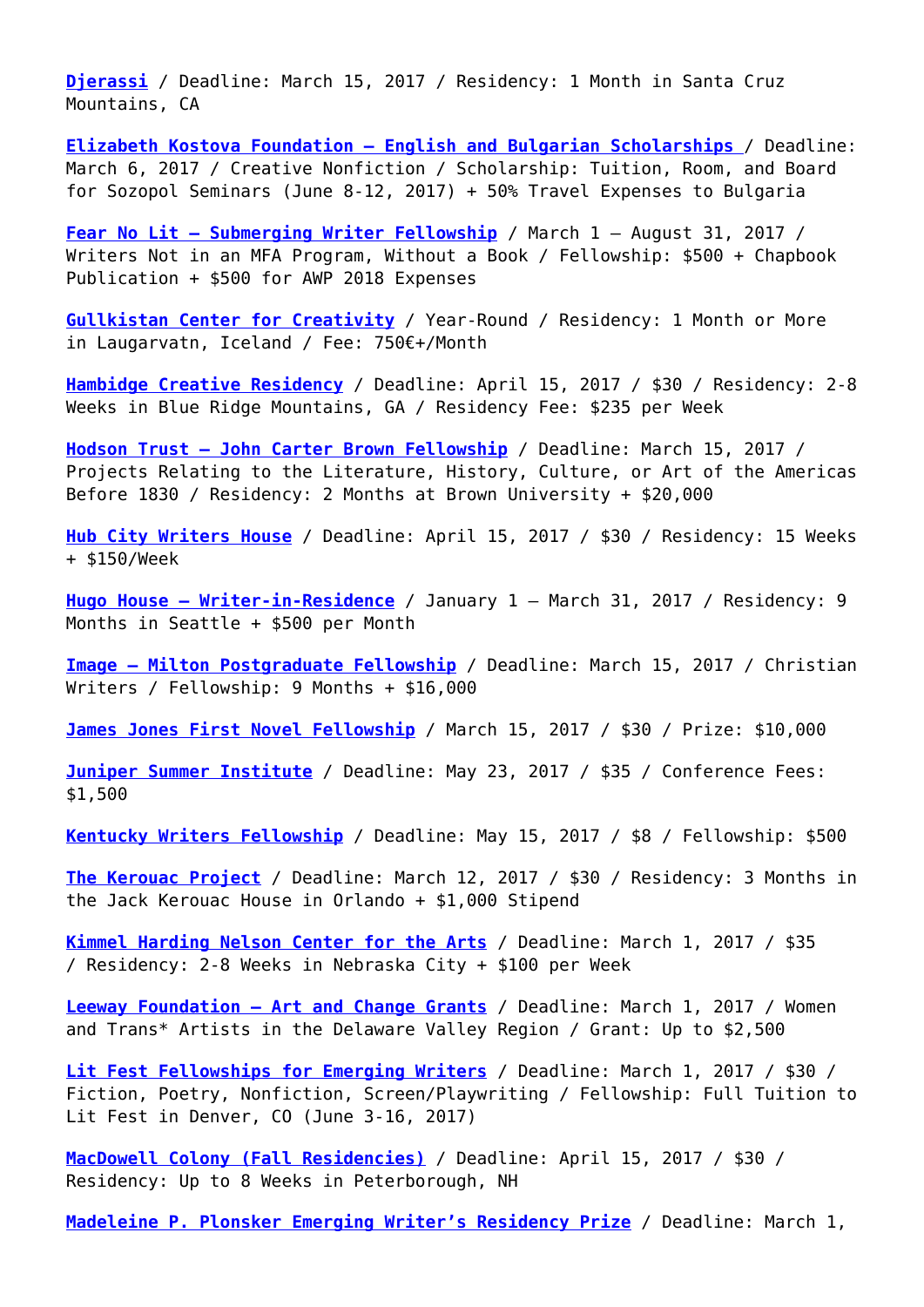**Djerassi** / Deadline: March 15, 2017 / Residency: 1 Month in Santa Cruz Mountains, CA

**Elizabeth Kostova Foundation – English and Bulgarian Scholarships** / Deadline: March 6, 2017 / Creative Nonfiction / Scholarship: Tuition, Room, and Board for Sozopol Seminars (June 8-12, 2017) + 50% Travel Expenses to Bulgaria

**Fear No Lit – Submerging Writer Fellowship** / March 1 – August 31, 2017 / Writers Not in an MFA Program, Without a Book / Fellowship: $500 + Chapbook Publication + $500 for AWP 2018 Expenses

**Gullkistan Center for Creativity** / Year-Round / Residency: 1 Month or More in Laugarvatn, Iceland / Fee: 750€+/Month

**Hambidge Creative Residency** / Deadline: April 15, 2017 / $30 / Residency: 2-8 Weeks in Blue Ridge Mountains, GA / Residency Fee: $235 per Week

**Hodson Trust – John Carter Brown Fellowship** / Deadline: March 15, 2017 / Projects Relating to the Literature, History, Culture, or Art of the Americas Before 1830 / Residency: 2 Months at Brown University + $20,000

**Hub City Writers House** / Deadline: April 15, 2017 / $30 / Residency: 15 Weeks + $150/Week

**Hugo House – Writer-in-Residence** / January 1 – March 31, 2017 / Residency: 9 Months in Seattle + $500 per Month

**Image – Milton Postgraduate Fellowship** / Deadline: March 15, 2017 / Christian Writers / Fellowship: 9 Months + $16,000

**James Jones First Novel Fellowship** / March 15, 2017 / $30 / Prize: $10,000

**Juniper Summer Institute** / Deadline: May 23, 2017 / $35 / Conference Fees: $1,500

**Kentucky Writers Fellowship** / Deadline: May 15, 2017 / $8 / Fellowship: $500

**The Kerouac Project** / Deadline: March 12, 2017 / $30 / Residency: 3 Months in the Jack Kerouac House in Orlando + $1,000 Stipend

**Kimmel Harding Nelson Center for the Arts** / Deadline: March 1, 2017 / $35 / Residency: 2-8 Weeks in Nebraska City + $100 per Week

**Leeway Foundation – Art and Change Grants** / Deadline: March 1, 2017 / Women and Trans* Artists in the Delaware Valley Region / Grant: Up to $2,500

**Lit Fest Fellowships for Emerging Writers** / Deadline: March 1, 2017 / $30 / Fiction, Poetry, Nonfiction, Screen/Playwriting / Fellowship: Full Tuition to Lit Fest in Denver, CO (June 3-16, 2017)

**MacDowell Colony (Fall Residencies)** / Deadline: April 15, 2017 / $30 / Residency: Up to 8 Weeks in Peterborough, NH

**Madeleine P. Plonsker Emerging Writer's Residency Prize** / Deadline: March 1,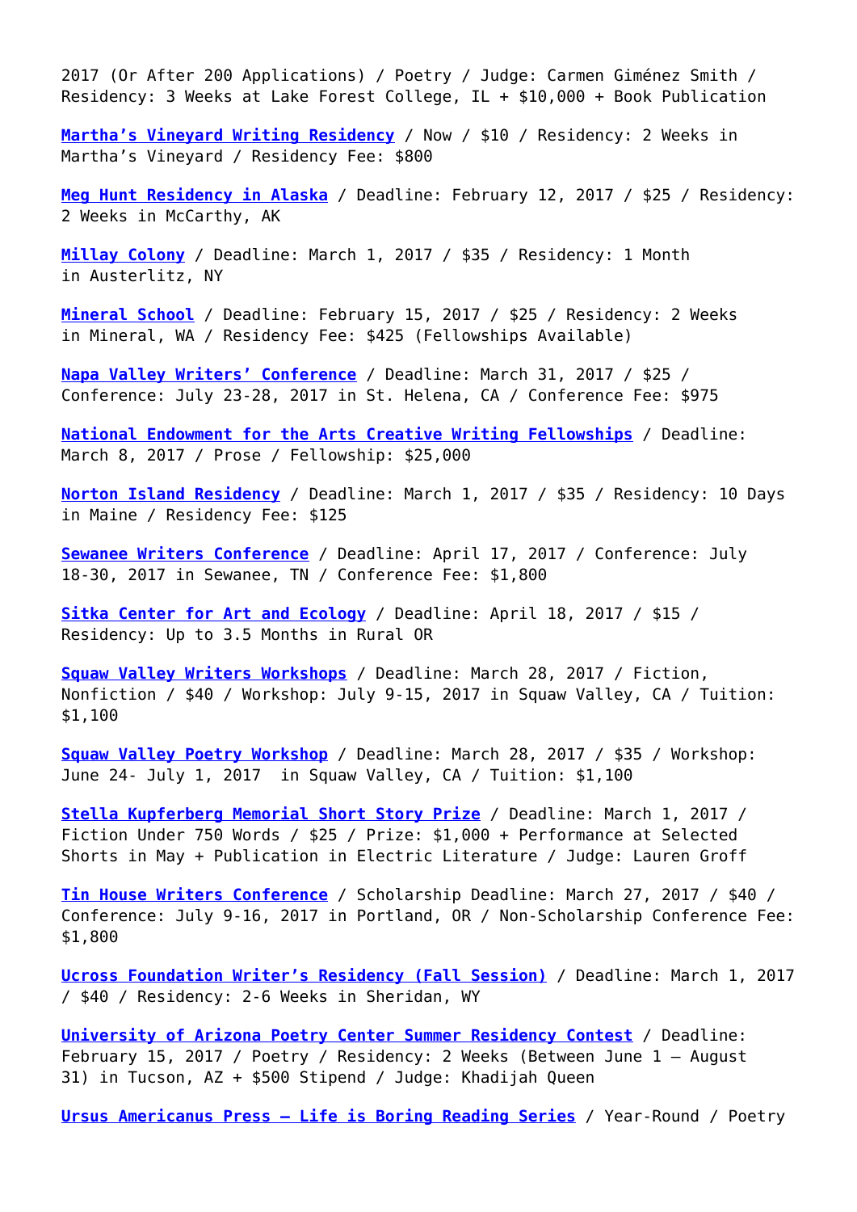2017 (Or After 200 Applications) / Poetry / Judge: Carmen Giménez Smith / Residency: 3 Weeks at Lake Forest College, IL + $10,000 + Book Publication

**Martha's Vineyard Writing Residency** / Now / $10 / Residency: 2 Weeks in Martha's Vineyard / Residency Fee: $800

**Meg Hunt Residency in Alaska** / Deadline: February 12, 2017 / $25 / Residency: 2 Weeks in McCarthy, AK

**Millay Colony** / Deadline: March 1, 2017 / $35 / Residency: 1 Month in Austerlitz, NY

**Mineral School** / Deadline: February 15, 2017 / $25 / Residency: 2 Weeks in Mineral, WA / Residency Fee: $425 (Fellowships Available)

**Napa Valley Writers' Conference** / Deadline: March 31, 2017 / $25 / Conference: July 23-28, 2017 in St. Helena, CA / Conference Fee: $975

**National Endowment for the Arts Creative Writing Fellowships** / Deadline: March 8, 2017 / Prose / Fellowship: $25,000

**Norton Island Residency** / Deadline: March 1, 2017 / $35 / Residency: 10 Days in Maine / Residency Fee: $125

**Sewanee Writers Conference** / Deadline: April 17, 2017 / Conference: July 18-30, 2017 in Sewanee, TN / Conference Fee: $1,800

**Sitka Center for Art and Ecology** / Deadline: April 18, 2017 / $15 / Residency: Up to 3.5 Months in Rural OR

**Squaw Valley Writers Workshops** / Deadline: March 28, 2017 / Fiction, Nonfiction / $40 / Workshop: July 9-15, 2017 in Squaw Valley, CA / Tuition: $1,100

**Squaw Valley Poetry Workshop** / Deadline: March 28, 2017 / $35 / Workshop: June 24- July 1, 2017 in Squaw Valley, CA / Tuition: $1,100

**Stella Kupferberg Memorial Short Story Prize** / Deadline: March 1, 2017 / Fiction Under 750 Words / $25 / Prize: $1,000 + Performance at Selected Shorts in May + Publication in Electric Literature / Judge: Lauren Groff

**Tin House Writers Conference** / Scholarship Deadline: March 27, 2017 / $40 / Conference: July 9-16, 2017 in Portland, OR / Non-Scholarship Conference Fee: $1,800

**Ucross Foundation Writer's Residency (Fall Session)** / Deadline: March 1, 2017 / $40 / Residency: 2-6 Weeks in Sheridan, WY

**University of Arizona Poetry Center Summer Residency Contest** / Deadline: February 15, 2017 / Poetry / Residency: 2 Weeks (Between June 1 – August 31) in Tucson, AZ + $500 Stipend / Judge: Khadijah Queen

**Ursus Americanus Press – Life is Boring Reading Series** / Year-Round / Poetry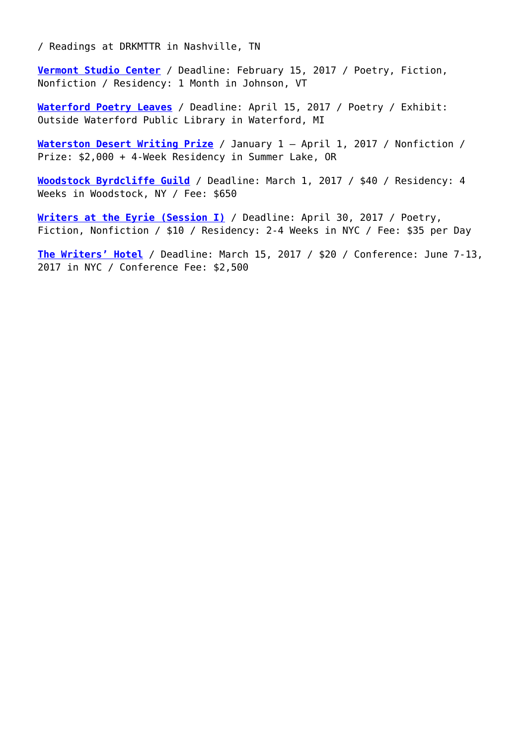/ Readings at DRKMTTR in Nashville, TN

**Vermont Studio Center** / Deadline: February 15, 2017 / Poetry, Fiction, Nonfiction / Residency: 1 Month in Johnson, VT

**Waterford Poetry Leaves** / Deadline: April 15, 2017 / Poetry / Exhibit: Outside Waterford Public Library in Waterford, MI

**Waterston Desert Writing Prize** / January 1 – April 1, 2017 / Nonfiction / Prize: $2,000 + 4-Week Residency in Summer Lake, OR

**Woodstock Byrdcliffe Guild** / Deadline: March 1, 2017 / $40 / Residency: 4 Weeks in Woodstock, NY / Fee: $650

**Writers at the Eyrie (Session I)** / Deadline: April 30, 2017 / Poetry, Fiction, Nonfiction / $10 / Residency: 2-4 Weeks in NYC / Fee: $35 per Day

**The Writers' Hotel** / Deadline: March 15, 2017 / $20 / Conference: June 7-13, 2017 in NYC / Conference Fee: $2,500